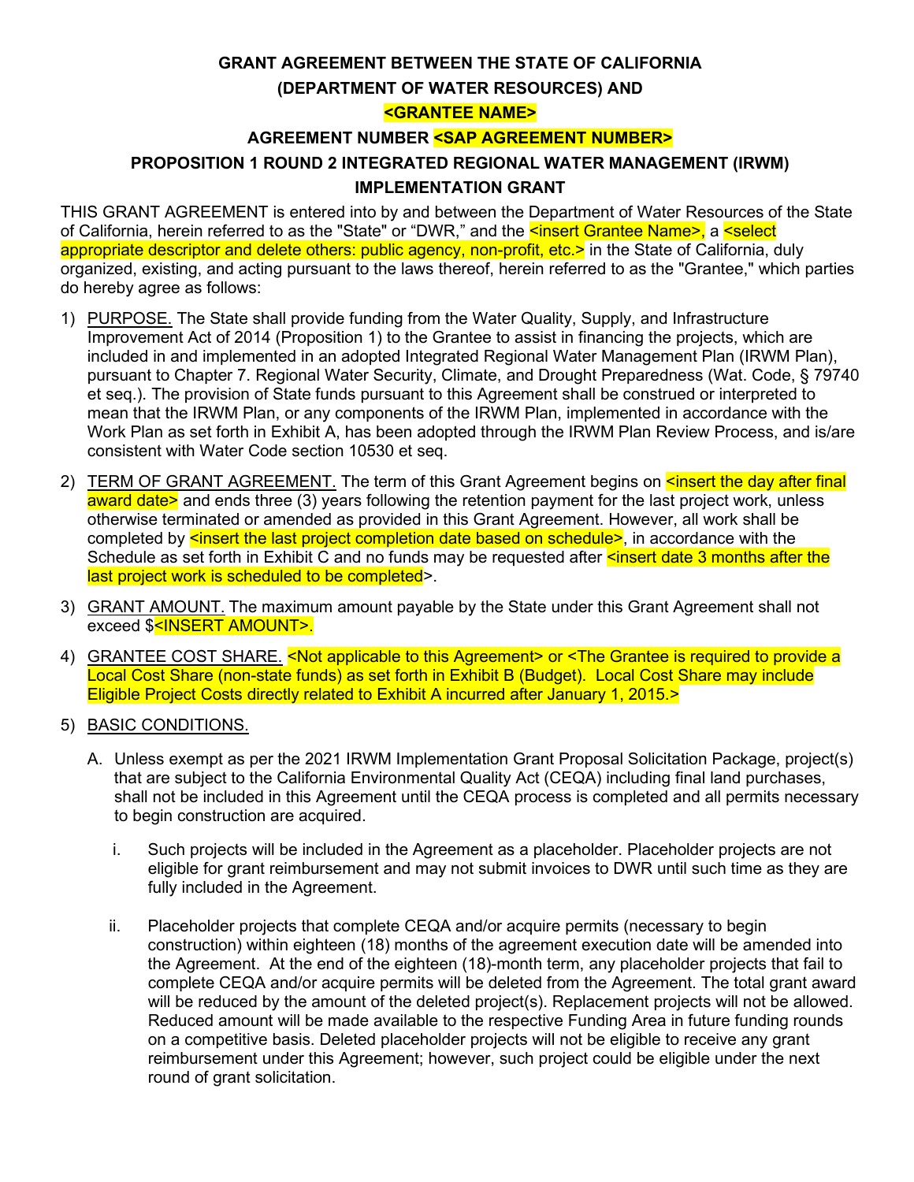**GRANT AGREEMENT BETWEEN THE STATE OF CALIFORNIA**

**(DEPARTMENT OF WATER RESOURCES) AND**

**<GRANTEE NAME>**

**AGREEMENT NUMBER <SAP AGREEMENT NUMBER>**

**PROPOSITION 1 ROUND 2 INTEGRATED REGIONAL WATER MANAGEMENT (IRWM) IMPLEMENTATION GRANT**

THIS GRANT AGREEMENT is entered into by and between the Department of Water Resources of the State of California, herein referred to as the "State" or "DWR," and the <insert Grantee Name>, a <select appropriate descriptor and delete others: public agency, non-profit, etc.> in the State of California, duly organized, existing, and acting pursuant to the laws thereof, herein referred to as the "Grantee," which parties do hereby agree as follows:

1) PURPOSE. The State shall provide funding from the Water Quality, Supply, and Infrastructure Improvement Act of 2014 (Proposition 1) to the Grantee to assist in financing the projects, which are included in and implemented in an adopted Integrated Regional Water Management Plan (IRWM Plan), pursuant to Chapter 7. Regional Water Security, Climate, and Drought Preparedness (Wat. Code, § 79740 et seq.). The provision of State funds pursuant to this Agreement shall be construed or interpreted to mean that the IRWM Plan, or any components of the IRWM Plan, implemented in accordance with the Work Plan as set forth in Exhibit A, has been adopted through the IRWM Plan Review Process, and is/are consistent with Water Code section 10530 et seq.

2) TERM OF GRANT AGREEMENT. The term of this Grant Agreement begins on <insert the day after final award date> and ends three (3) years following the retention payment for the last project work, unless otherwise terminated or amended as provided in this Grant Agreement. However, all work shall be completed by <insert the last project completion date based on schedule>, in accordance with the Schedule as set forth in Exhibit C and no funds may be requested after <insert date 3 months after the last project work is scheduled to be completed>.

3) GRANT AMOUNT. The maximum amount payable by the State under this Grant Agreement shall not exceed $<INSERT AMOUNT>.

4) GRANTEE COST SHARE. <Not applicable to this Agreement> or <The Grantee is required to provide a Local Cost Share (non-state funds) as set forth in Exhibit B (Budget). Local Cost Share may include Eligible Project Costs directly related to Exhibit A incurred after January 1, 2015.>

5) BASIC CONDITIONS.

   A. Unless exempt as per the 2021 IRWM Implementation Grant Proposal Solicitation Package, project(s) that are subject to the California Environmental Quality Act (CEQA) including final land purchases, shall not be included in this Agreement until the CEQA process is completed and all permits necessary to begin construction are acquired.

      i. Such projects will be included in the Agreement as a placeholder. Placeholder projects are not eligible for grant reimbursement and may not submit invoices to DWR until such time as they are fully included in the Agreement.

      ii. Placeholder projects that complete CEQA and/or acquire permits (necessary to begin construction) within eighteen (18) months of the agreement execution date will be amended into the Agreement. At the end of the eighteen (18)-month term, any placeholder projects that fail to complete CEQA and/or acquire permits will be deleted from the Agreement. The total grant award will be reduced by the amount of the deleted project(s). Replacement projects will not be allowed. Reduced amount will be made available to the respective Funding Area in future funding rounds on a competitive basis. Deleted placeholder projects will not be eligible to receive any grant reimbursement under this Agreement; however, such project could be eligible under the next round of grant solicitation.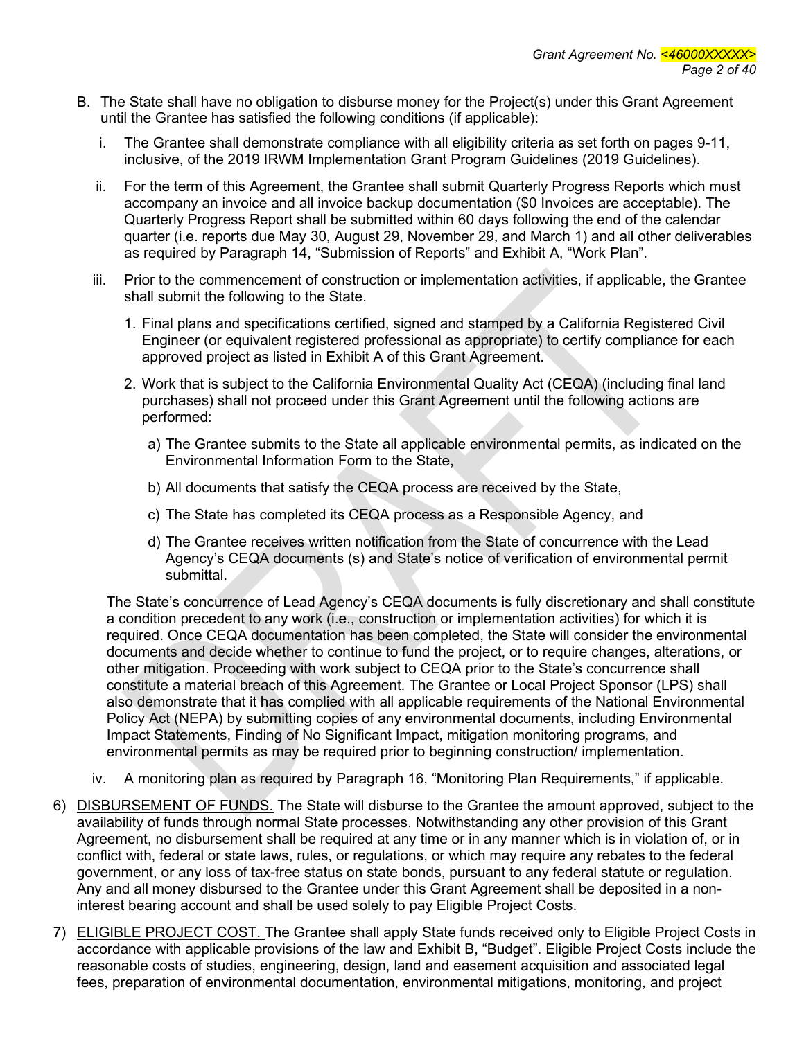B. The State shall have no obligation to disburse money for the Project(s) under this Grant Agreement until the Grantee has satisfied the following conditions (if applicable):

   i. The Grantee shall demonstrate compliance with all eligibility criteria as set forth on pages 9-11, inclusive, of the 2019 IRWM Implementation Grant Program Guidelines (2019 Guidelines).

   ii. For the term of this Agreement, the Grantee shall submit Quarterly Progress Reports which must accompany an invoice and all invoice backup documentation ($0 Invoices are acceptable). The Quarterly Progress Report shall be submitted within 60 days following the end of the calendar quarter (i.e. reports due May 30, August 29, November 29, and March 1) and all other deliverables as required by Paragraph 14, "Submission of Reports" and Exhibit A, "Work Plan".

   iii. Prior to the commencement of construction or implementation activities, if applicable, the Grantee shall submit the following to the State.

      1. Final plans and specifications certified, signed and stamped by a California Registered Civil Engineer (or equivalent registered professional as appropriate) to certify compliance for each approved project as listed in Exhibit A of this Grant Agreement.

      2. Work that is subject to the California Environmental Quality Act (CEQA) (including final land purchases) shall not proceed under this Grant Agreement until the following actions are performed:

         a) The Grantee submits to the State all applicable environmental permits, as indicated on the Environmental Information Form to the State,

         b) All documents that satisfy the CEQA process are received by the State,

         c) The State has completed its CEQA process as a Responsible Agency, and

         d) The Grantee receives written notification from the State of concurrence with the Lead Agency's CEQA documents (s) and State's notice of verification of environmental permit submittal.

   The State's concurrence of Lead Agency's CEQA documents is fully discretionary and shall constitute a condition precedent to any work (i.e., construction or implementation activities) for which it is required. Once CEQA documentation has been completed, the State will consider the environmental documents and decide whether to continue to fund the project, or to require changes, alterations, or other mitigation. Proceeding with work subject to CEQA prior to the State's concurrence shall constitute a material breach of this Agreement. The Grantee or Local Project Sponsor (LPS) shall also demonstrate that it has complied with all applicable requirements of the National Environmental Policy Act (NEPA) by submitting copies of any environmental documents, including Environmental Impact Statements, Finding of No Significant Impact, mitigation monitoring programs, and environmental permits as may be required prior to beginning construction/ implementation.

   iv. A monitoring plan as required by Paragraph 16, "Monitoring Plan Requirements," if applicable.

6) DISBURSEMENT OF FUNDS. The State will disburse to the Grantee the amount approved, subject to the availability of funds through normal State processes. Notwithstanding any other provision of this Grant Agreement, no disbursement shall be required at any time or in any manner which is in violation of, or in conflict with, federal or state laws, rules, or regulations, or which may require any rebates to the federal government, or any loss of tax-free status on state bonds, pursuant to any federal statute or regulation. Any and all money disbursed to the Grantee under this Grant Agreement shall be deposited in a non-interest bearing account and shall be used solely to pay Eligible Project Costs.

7) ELIGIBLE PROJECT COST. The Grantee shall apply State funds received only to Eligible Project Costs in accordance with applicable provisions of the law and Exhibit B, "Budget". Eligible Project Costs include the reasonable costs of studies, engineering, design, land and easement acquisition and associated legal fees, preparation of environmental documentation, environmental mitigations, monitoring, and project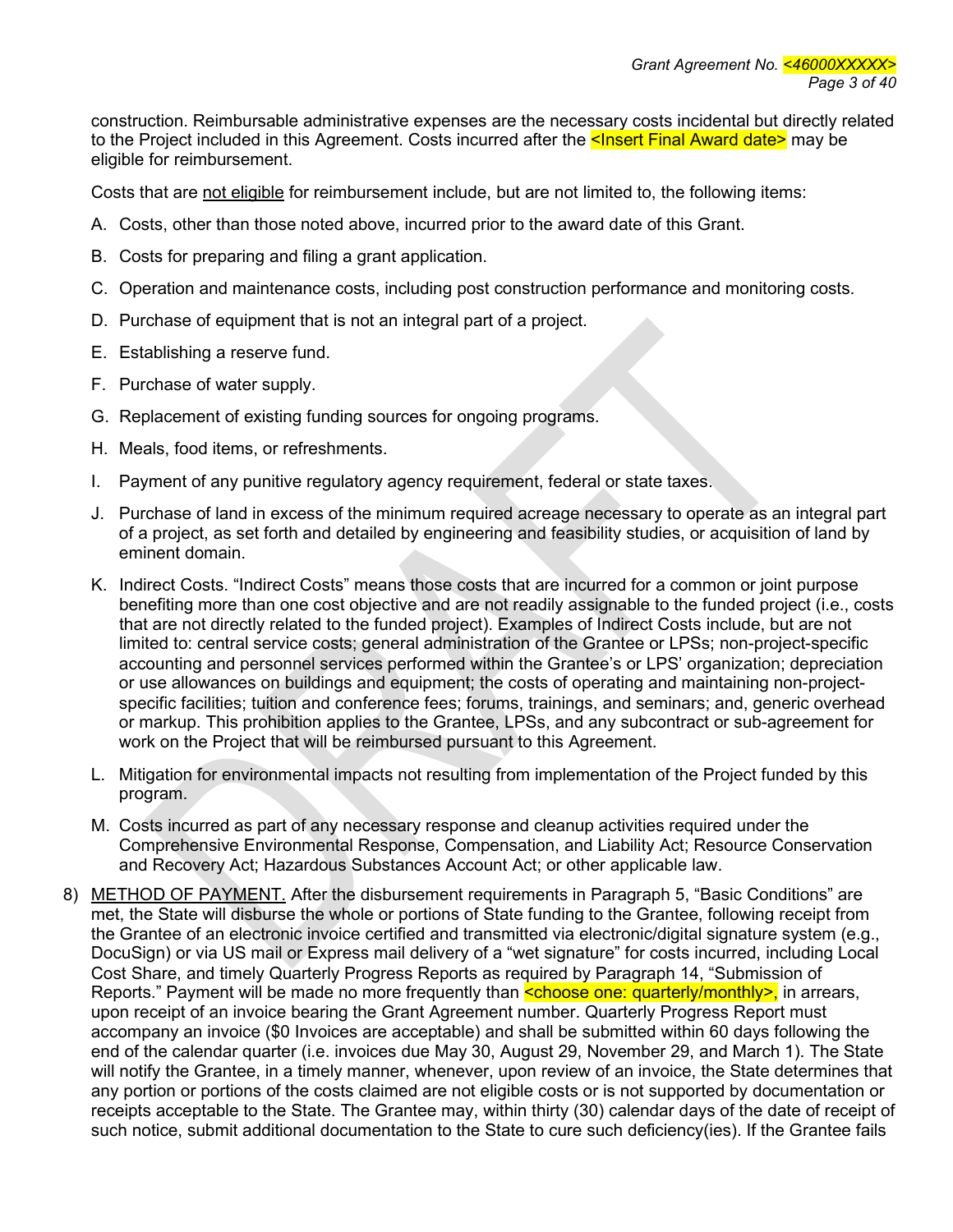construction. Reimbursable administrative expenses are the necessary costs incidental but directly related to the Project included in this Agreement. Costs incurred after the <Insert Final Award date> may be eligible for reimbursement.

Costs that are not eligible for reimbursement include, but are not limited to, the following items:

A. Costs, other than those noted above, incurred prior to the award date of this Grant.

B. Costs for preparing and filing a grant application.

C. Operation and maintenance costs, including post construction performance and monitoring costs.

D. Purchase of equipment that is not an integral part of a project.

E. Establishing a reserve fund.

F. Purchase of water supply.

G. Replacement of existing funding sources for ongoing programs.

H. Meals, food items, or refreshments.

I. Payment of any punitive regulatory agency requirement, federal or state taxes.

J. Purchase of land in excess of the minimum required acreage necessary to operate as an integral part of a project, as set forth and detailed by engineering and feasibility studies, or acquisition of land by eminent domain.

K. Indirect Costs. "Indirect Costs" means those costs that are incurred for a common or joint purpose benefiting more than one cost objective and are not readily assignable to the funded project (i.e., costs that are not directly related to the funded project). Examples of Indirect Costs include, but are not limited to: central service costs; general administration of the Grantee or LPSs; non-project-specific accounting and personnel services performed within the Grantee's or LPS' organization; depreciation or use allowances on buildings and equipment; the costs of operating and maintaining non-project-specific facilities; tuition and conference fees; forums, trainings, and seminars; and, generic overhead or markup. This prohibition applies to the Grantee, LPSs, and any subcontract or sub-agreement for work on the Project that will be reimbursed pursuant to this Agreement.

L. Mitigation for environmental impacts not resulting from implementation of the Project funded by this program.

M. Costs incurred as part of any necessary response and cleanup activities required under the Comprehensive Environmental Response, Compensation, and Liability Act; Resource Conservation and Recovery Act; Hazardous Substances Account Act; or other applicable law.

8) METHOD OF PAYMENT. After the disbursement requirements in Paragraph 5, "Basic Conditions" are met, the State will disburse the whole or portions of State funding to the Grantee, following receipt from the Grantee of an electronic invoice certified and transmitted via electronic/digital signature system (e.g., DocuSign) or via US mail or Express mail delivery of a "wet signature" for costs incurred, including Local Cost Share, and timely Quarterly Progress Reports as required by Paragraph 14, "Submission of Reports." Payment will be made no more frequently than <choose one: quarterly/monthly>, in arrears, upon receipt of an invoice bearing the Grant Agreement number. Quarterly Progress Report must accompany an invoice ($0 Invoices are acceptable) and shall be submitted within 60 days following the end of the calendar quarter (i.e. invoices due May 30, August 29, November 29, and March 1). The State will notify the Grantee, in a timely manner, whenever, upon review of an invoice, the State determines that any portion or portions of the costs claimed are not eligible costs or is not supported by documentation or receipts acceptable to the State. The Grantee may, within thirty (30) calendar days of the date of receipt of such notice, submit additional documentation to the State to cure such deficiency(ies). If the Grantee fails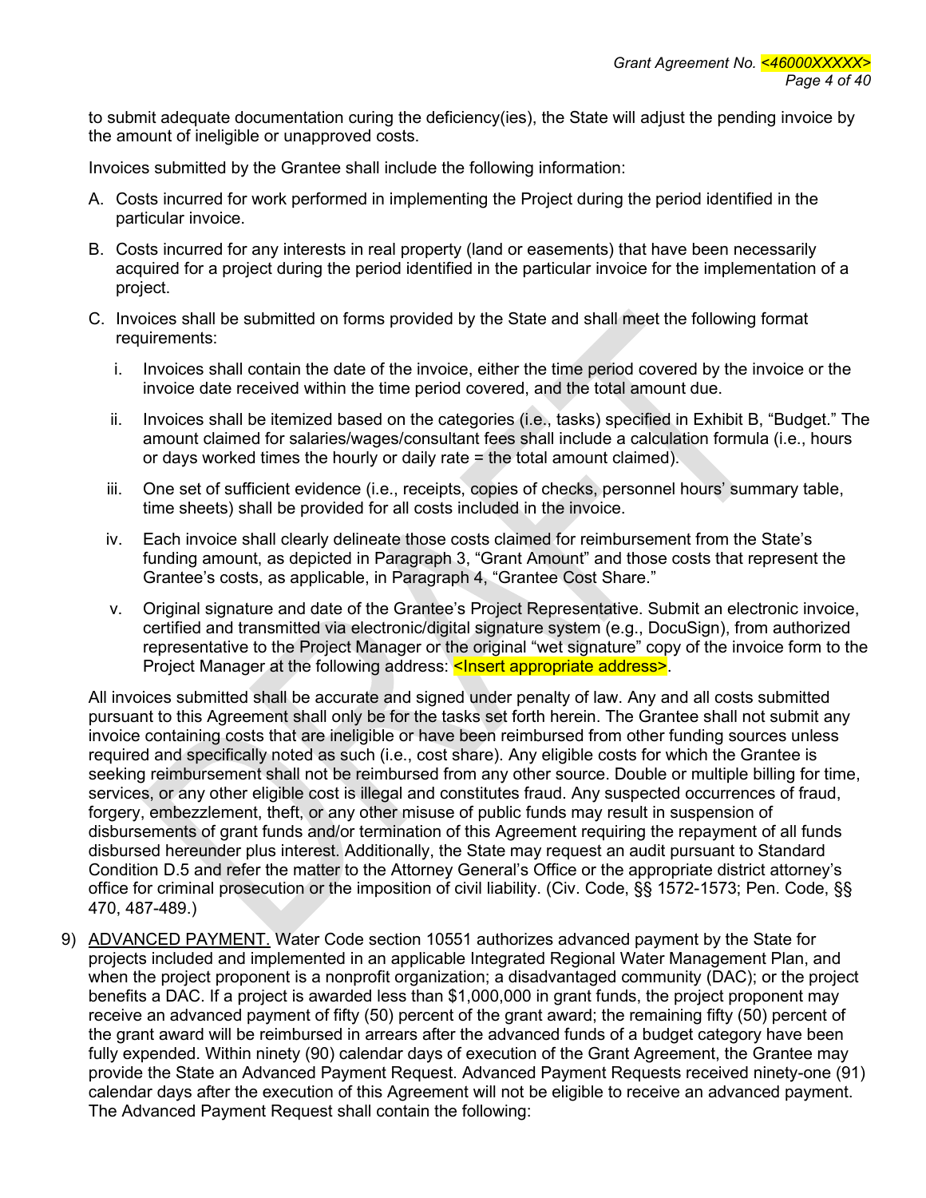to submit adequate documentation curing the deficiency(ies), the State will adjust the pending invoice by the amount of ineligible or unapproved costs.

Invoices submitted by the Grantee shall include the following information:

A. Costs incurred for work performed in implementing the Project during the period identified in the particular invoice.

B. Costs incurred for any interests in real property (land or easements) that have been necessarily acquired for a project during the period identified in the particular invoice for the implementation of a project.

C. Invoices shall be submitted on forms provided by the State and shall meet the following format requirements:

   i. Invoices shall contain the date of the invoice, either the time period covered by the invoice or the invoice date received within the time period covered, and the total amount due.

   ii. Invoices shall be itemized based on the categories (i.e., tasks) specified in Exhibit B, "Budget." The amount claimed for salaries/wages/consultant fees shall include a calculation formula (i.e., hours or days worked times the hourly or daily rate = the total amount claimed).

   iii. One set of sufficient evidence (i.e., receipts, copies of checks, personnel hours' summary table, time sheets) shall be provided for all costs included in the invoice.

   iv. Each invoice shall clearly delineate those costs claimed for reimbursement from the State's funding amount, as depicted in Paragraph 3, "Grant Amount" and those costs that represent the Grantee's costs, as applicable, in Paragraph 4, "Grantee Cost Share."

   v. Original signature and date of the Grantee's Project Representative. Submit an electronic invoice, certified and transmitted via electronic/digital signature system (e.g., DocuSign), from authorized representative to the Project Manager or the original "wet signature" copy of the invoice form to the Project Manager at the following address: <Insert appropriate address>.

All invoices submitted shall be accurate and signed under penalty of law. Any and all costs submitted pursuant to this Agreement shall only be for the tasks set forth herein. The Grantee shall not submit any invoice containing costs that are ineligible or have been reimbursed from other funding sources unless required and specifically noted as such (i.e., cost share). Any eligible costs for which the Grantee is seeking reimbursement shall not be reimbursed from any other source. Double or multiple billing for time, services, or any other eligible cost is illegal and constitutes fraud. Any suspected occurrences of fraud, forgery, embezzlement, theft, or any other misuse of public funds may result in suspension of disbursements of grant funds and/or termination of this Agreement requiring the repayment of all funds disbursed hereunder plus interest. Additionally, the State may request an audit pursuant to Standard Condition D.5 and refer the matter to the Attorney General's Office or the appropriate district attorney's office for criminal prosecution or the imposition of civil liability. (Civ. Code, §§ 1572-1573; Pen. Code, §§ 470, 487-489.)

9) <u>ADVANCED PAYMENT.</u> Water Code section 10551 authorizes advanced payment by the State for projects included and implemented in an applicable Integrated Regional Water Management Plan, and when the project proponent is a nonprofit organization; a disadvantaged community (DAC); or the project benefits a DAC. If a project is awarded less than $1,000,000 in grant funds, the project proponent may receive an advanced payment of fifty (50) percent of the grant award; the remaining fifty (50) percent of the grant award will be reimbursed in arrears after the advanced funds of a budget category have been fully expended. Within ninety (90) calendar days of execution of the Grant Agreement, the Grantee may provide the State an Advanced Payment Request. Advanced Payment Requests received ninety-one (91) calendar days after the execution of this Agreement will not be eligible to receive an advanced payment. The Advanced Payment Request shall contain the following: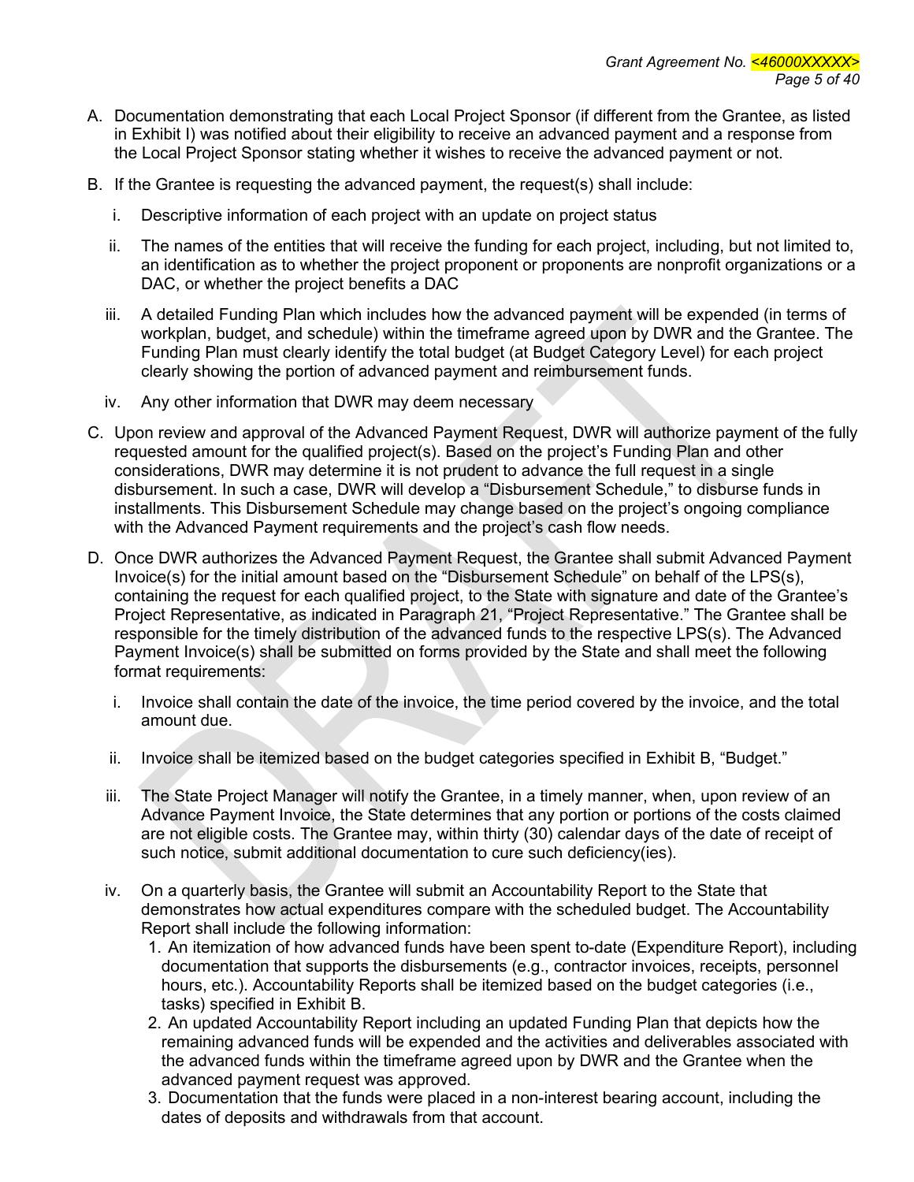A. Documentation demonstrating that each Local Project Sponsor (if different from the Grantee, as listed in Exhibit I) was notified about their eligibility to receive an advanced payment and a response from the Local Project Sponsor stating whether it wishes to receive the advanced payment or not.

B. If the Grantee is requesting the advanced payment, the request(s) shall include:

   i. Descriptive information of each project with an update on project status

   ii. The names of the entities that will receive the funding for each project, including, but not limited to, an identification as to whether the project proponent or proponents are nonprofit organizations or a DAC, or whether the project benefits a DAC

   iii. A detailed Funding Plan which includes how the advanced payment will be expended (in terms of workplan, budget, and schedule) within the timeframe agreed upon by DWR and the Grantee. The Funding Plan must clearly identify the total budget (at Budget Category Level) for each project clearly showing the portion of advanced payment and reimbursement funds.

   iv. Any other information that DWR may deem necessary

C. Upon review and approval of the Advanced Payment Request, DWR will authorize payment of the fully requested amount for the qualified project(s). Based on the project's Funding Plan and other considerations, DWR may determine it is not prudent to advance the full request in a single disbursement. In such a case, DWR will develop a "Disbursement Schedule," to disburse funds in installments. This Disbursement Schedule may change based on the project's ongoing compliance with the Advanced Payment requirements and the project's cash flow needs.

D. Once DWR authorizes the Advanced Payment Request, the Grantee shall submit Advanced Payment Invoice(s) for the initial amount based on the "Disbursement Schedule" on behalf of the LPS(s), containing the request for each qualified project, to the State with signature and date of the Grantee's Project Representative, as indicated in Paragraph 21, "Project Representative." The Grantee shall be responsible for the timely distribution of the advanced funds to the respective LPS(s). The Advanced Payment Invoice(s) shall be submitted on forms provided by the State and shall meet the following format requirements:

   i. Invoice shall contain the date of the invoice, the time period covered by the invoice, and the total amount due.

   ii. Invoice shall be itemized based on the budget categories specified in Exhibit B, "Budget."

   iii. The State Project Manager will notify the Grantee, in a timely manner, when, upon review of an Advance Payment Invoice, the State determines that any portion or portions of the costs claimed are not eligible costs. The Grantee may, within thirty (30) calendar days of the date of receipt of such notice, submit additional documentation to cure such deficiency(ies).

   iv. On a quarterly basis, the Grantee will submit an Accountability Report to the State that demonstrates how actual expenditures compare with the scheduled budget. The Accountability Report shall include the following information:

      1. An itemization of how advanced funds have been spent to-date (Expenditure Report), including documentation that supports the disbursements (e.g., contractor invoices, receipts, personnel hours, etc.). Accountability Reports shall be itemized based on the budget categories (i.e., tasks) specified in Exhibit B.
      2. An updated Accountability Report including an updated Funding Plan that depicts how the remaining advanced funds will be expended and the activities and deliverables associated with the advanced funds within the timeframe agreed upon by DWR and the Grantee when the advanced payment request was approved.
      3. Documentation that the funds were placed in a non-interest bearing account, including the dates of deposits and withdrawals from that account.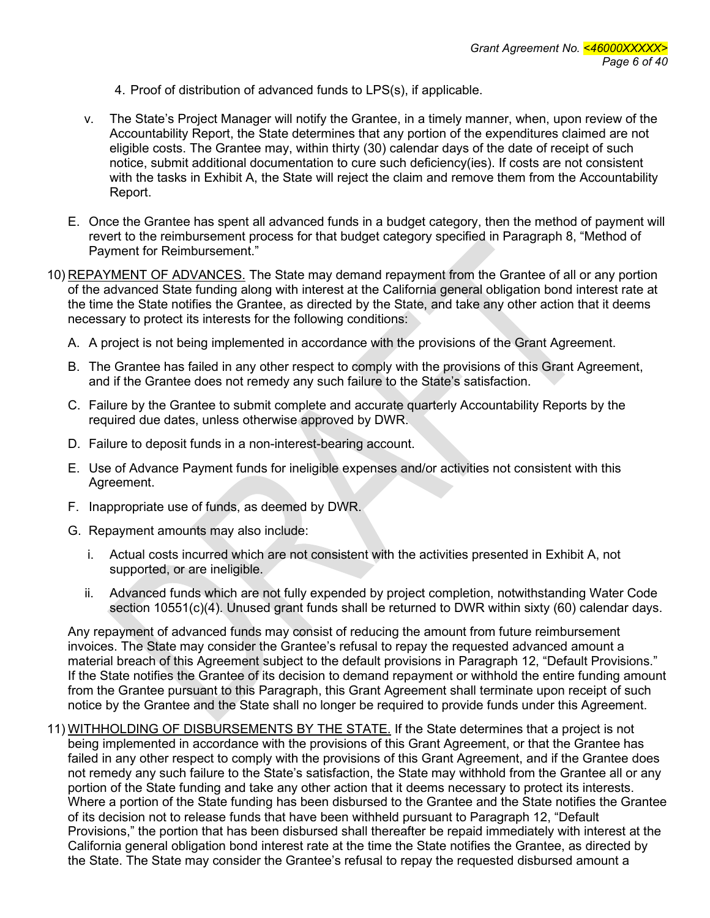4. Proof of distribution of advanced funds to LPS(s), if applicable.

v. The State's Project Manager will notify the Grantee, in a timely manner, when, upon review of the Accountability Report, the State determines that any portion of the expenditures claimed are not eligible costs. The Grantee may, within thirty (30) calendar days of the date of receipt of such notice, submit additional documentation to cure such deficiency(ies). If costs are not consistent with the tasks in Exhibit A, the State will reject the claim and remove them from the Accountability Report.

E. Once the Grantee has spent all advanced funds in a budget category, then the method of payment will revert to the reimbursement process for that budget category specified in Paragraph 8, "Method of Payment for Reimbursement."

10) <u>REPAYMENT OF ADVANCES.</u> The State may demand repayment from the Grantee of all or any portion of the advanced State funding along with interest at the California general obligation bond interest rate at the time the State notifies the Grantee, as directed by the State, and take any other action that it deems necessary to protect its interests for the following conditions:

A. A project is not being implemented in accordance with the provisions of the Grant Agreement.

B. The Grantee has failed in any other respect to comply with the provisions of this Grant Agreement, and if the Grantee does not remedy any such failure to the State's satisfaction.

C. Failure by the Grantee to submit complete and accurate quarterly Accountability Reports by the required due dates, unless otherwise approved by DWR.

D. Failure to deposit funds in a non-interest-bearing account.

E. Use of Advance Payment funds for ineligible expenses and/or activities not consistent with this Agreement.

F. Inappropriate use of funds, as deemed by DWR.

G. Repayment amounts may also include:

i. Actual costs incurred which are not consistent with the activities presented in Exhibit A, not supported, or are ineligible.

ii. Advanced funds which are not fully expended by project completion, notwithstanding Water Code section 10551(c)(4). Unused grant funds shall be returned to DWR within sixty (60) calendar days.

Any repayment of advanced funds may consist of reducing the amount from future reimbursement invoices. The State may consider the Grantee's refusal to repay the requested advanced amount a material breach of this Agreement subject to the default provisions in Paragraph 12, "Default Provisions." If the State notifies the Grantee of its decision to demand repayment or withhold the entire funding amount from the Grantee pursuant to this Paragraph, this Grant Agreement shall terminate upon receipt of such notice by the Grantee and the State shall no longer be required to provide funds under this Agreement.

11) <u>WITHHOLDING OF DISBURSEMENTS BY THE STATE.</u> If the State determines that a project is not being implemented in accordance with the provisions of this Grant Agreement, or that the Grantee has failed in any other respect to comply with the provisions of this Grant Agreement, and if the Grantee does not remedy any such failure to the State's satisfaction, the State may withhold from the Grantee all or any portion of the State funding and take any other action that it deems necessary to protect its interests. Where a portion of the State funding has been disbursed to the Grantee and the State notifies the Grantee of its decision not to release funds that have been withheld pursuant to Paragraph 12, "Default Provisions," the portion that has been disbursed shall thereafter be repaid immediately with interest at the California general obligation bond interest rate at the time the State notifies the Grantee, as directed by the State. The State may consider the Grantee's refusal to repay the requested disbursed amount a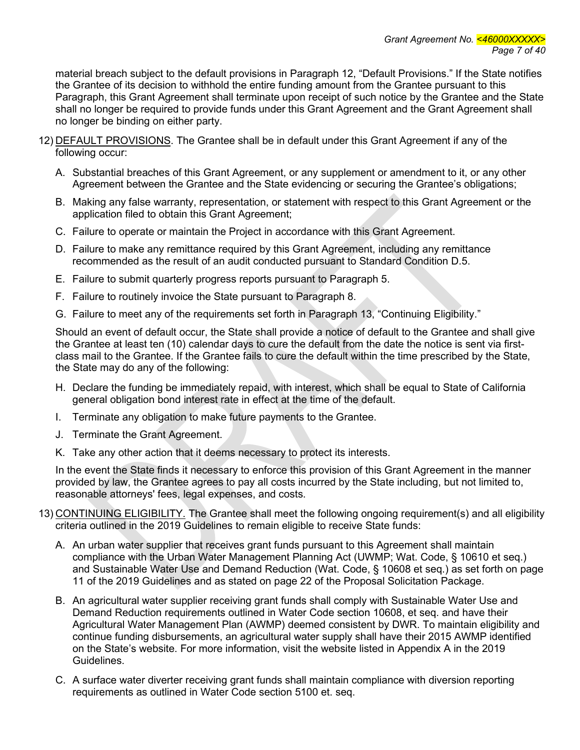material breach subject to the default provisions in Paragraph 12, "Default Provisions." If the State notifies the Grantee of its decision to withhold the entire funding amount from the Grantee pursuant to this Paragraph, this Grant Agreement shall terminate upon receipt of such notice by the Grantee and the State shall no longer be required to provide funds under this Grant Agreement and the Grant Agreement shall no longer be binding on either party.

12) <u>DEFAULT PROVISIONS</u>. The Grantee shall be in default under this Grant Agreement if any of the following occur:

   A. Substantial breaches of this Grant Agreement, or any supplement or amendment to it, or any other Agreement between the Grantee and the State evidencing or securing the Grantee's obligations;

   B. Making any false warranty, representation, or statement with respect to this Grant Agreement or the application filed to obtain this Grant Agreement;

   C. Failure to operate or maintain the Project in accordance with this Grant Agreement.

   D. Failure to make any remittance required by this Grant Agreement, including any remittance recommended as the result of an audit conducted pursuant to Standard Condition D.5.

   E. Failure to submit quarterly progress reports pursuant to Paragraph 5.

   F. Failure to routinely invoice the State pursuant to Paragraph 8.

   G. Failure to meet any of the requirements set forth in Paragraph 13, "Continuing Eligibility."

   Should an event of default occur, the State shall provide a notice of default to the Grantee and shall give the Grantee at least ten (10) calendar days to cure the default from the date the notice is sent via first-class mail to the Grantee. If the Grantee fails to cure the default within the time prescribed by the State, the State may do any of the following:

   H. Declare the funding be immediately repaid, with interest, which shall be equal to State of California general obligation bond interest rate in effect at the time of the default.

   I. Terminate any obligation to make future payments to the Grantee.

   J. Terminate the Grant Agreement.

   K. Take any other action that it deems necessary to protect its interests.

   In the event the State finds it necessary to enforce this provision of this Grant Agreement in the manner provided by law, the Grantee agrees to pay all costs incurred by the State including, but not limited to, reasonable attorneys' fees, legal expenses, and costs.

13) <u>CONTINUING ELIGIBILITY.</u> The Grantee shall meet the following ongoing requirement(s) and all eligibility criteria outlined in the 2019 Guidelines to remain eligible to receive State funds:

   A. An urban water supplier that receives grant funds pursuant to this Agreement shall maintain compliance with the Urban Water Management Planning Act (UWMP; Wat. Code, § 10610 et seq.) and Sustainable Water Use and Demand Reduction (Wat. Code, § 10608 et seq.) as set forth on page 11 of the 2019 Guidelines and as stated on page 22 of the Proposal Solicitation Package.

   B. An agricultural water supplier receiving grant funds shall comply with Sustainable Water Use and Demand Reduction requirements outlined in Water Code section 10608, et seq. and have their Agricultural Water Management Plan (AWMP) deemed consistent by DWR. To maintain eligibility and continue funding disbursements, an agricultural water supply shall have their 2015 AWMP identified on the State's website. For more information, visit the website listed in Appendix A in the 2019 Guidelines.

   C. A surface water diverter receiving grant funds shall maintain compliance with diversion reporting requirements as outlined in Water Code section 5100 et. seq.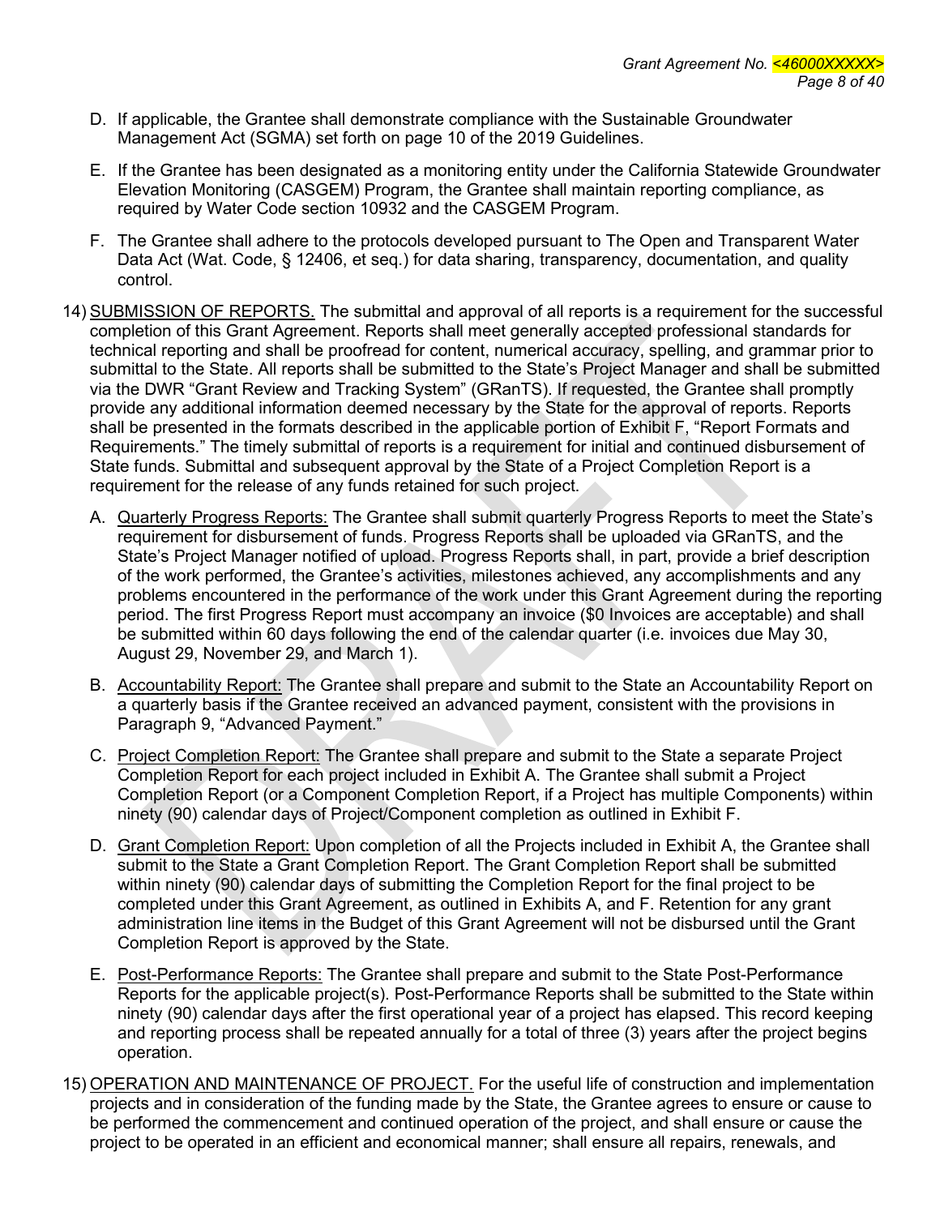D. If applicable, the Grantee shall demonstrate compliance with the Sustainable Groundwater Management Act (SGMA) set forth on page 10 of the 2019 Guidelines.

E. If the Grantee has been designated as a monitoring entity under the California Statewide Groundwater Elevation Monitoring (CASGEM) Program, the Grantee shall maintain reporting compliance, as required by Water Code section 10932 and the CASGEM Program.

F. The Grantee shall adhere to the protocols developed pursuant to The Open and Transparent Water Data Act (Wat. Code, § 12406, et seq.) for data sharing, transparency, documentation, and quality control.

14) SUBMISSION OF REPORTS. The submittal and approval of all reports is a requirement for the successful completion of this Grant Agreement. Reports shall meet generally accepted professional standards for technical reporting and shall be proofread for content, numerical accuracy, spelling, and grammar prior to submittal to the State. All reports shall be submitted to the State's Project Manager and shall be submitted via the DWR "Grant Review and Tracking System" (GRanTS). If requested, the Grantee shall promptly provide any additional information deemed necessary by the State for the approval of reports. Reports shall be presented in the formats described in the applicable portion of Exhibit F, "Report Formats and Requirements." The timely submittal of reports is a requirement for initial and continued disbursement of State funds. Submittal and subsequent approval by the State of a Project Completion Report is a requirement for the release of any funds retained for such project.

A. Quarterly Progress Reports: The Grantee shall submit quarterly Progress Reports to meet the State's requirement for disbursement of funds. Progress Reports shall be uploaded via GRanTS, and the State's Project Manager notified of upload. Progress Reports shall, in part, provide a brief description of the work performed, the Grantee's activities, milestones achieved, any accomplishments and any problems encountered in the performance of the work under this Grant Agreement during the reporting period. The first Progress Report must accompany an invoice ($0 Invoices are acceptable) and shall be submitted within 60 days following the end of the calendar quarter (i.e. invoices due May 30, August 29, November 29, and March 1).

B. Accountability Report: The Grantee shall prepare and submit to the State an Accountability Report on a quarterly basis if the Grantee received an advanced payment, consistent with the provisions in Paragraph 9, "Advanced Payment."

C. Project Completion Report: The Grantee shall prepare and submit to the State a separate Project Completion Report for each project included in Exhibit A. The Grantee shall submit a Project Completion Report (or a Component Completion Report, if a Project has multiple Components) within ninety (90) calendar days of Project/Component completion as outlined in Exhibit F.

D. Grant Completion Report: Upon completion of all the Projects included in Exhibit A, the Grantee shall submit to the State a Grant Completion Report. The Grant Completion Report shall be submitted within ninety (90) calendar days of submitting the Completion Report for the final project to be completed under this Grant Agreement, as outlined in Exhibits A, and F. Retention for any grant administration line items in the Budget of this Grant Agreement will not be disbursed until the Grant Completion Report is approved by the State.

E. Post-Performance Reports: The Grantee shall prepare and submit to the State Post-Performance Reports for the applicable project(s). Post-Performance Reports shall be submitted to the State within ninety (90) calendar days after the first operational year of a project has elapsed. This record keeping and reporting process shall be repeated annually for a total of three (3) years after the project begins operation.

15) OPERATION AND MAINTENANCE OF PROJECT. For the useful life of construction and implementation projects and in consideration of the funding made by the State, the Grantee agrees to ensure or cause to be performed the commencement and continued operation of the project, and shall ensure or cause the project to be operated in an efficient and economical manner; shall ensure all repairs, renewals, and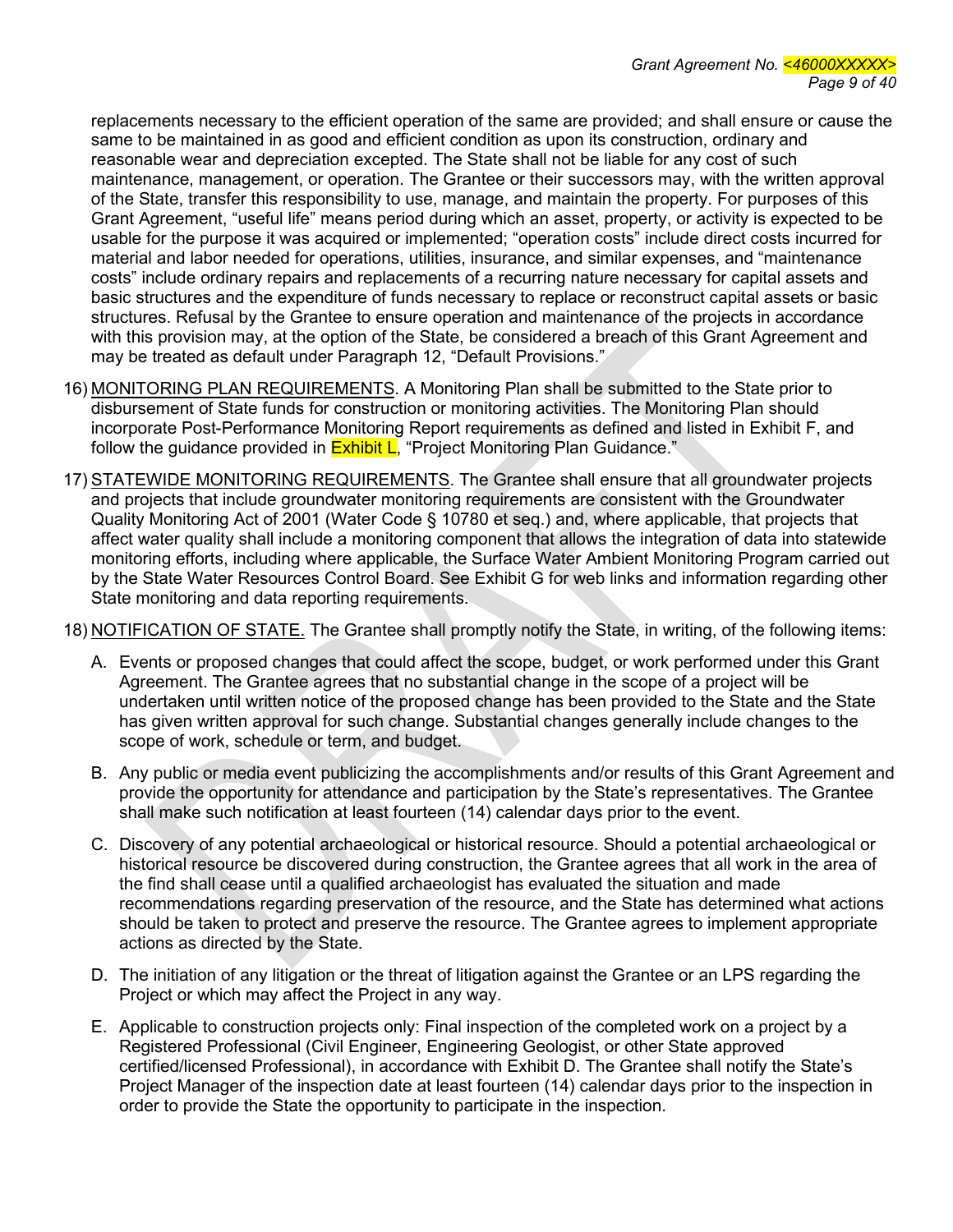replacements necessary to the efficient operation of the same are provided; and shall ensure or cause the same to be maintained in as good and efficient condition as upon its construction, ordinary and reasonable wear and depreciation excepted. The State shall not be liable for any cost of such maintenance, management, or operation. The Grantee or their successors may, with the written approval of the State, transfer this responsibility to use, manage, and maintain the property. For purposes of this Grant Agreement, "useful life" means period during which an asset, property, or activity is expected to be usable for the purpose it was acquired or implemented; "operation costs" include direct costs incurred for material and labor needed for operations, utilities, insurance, and similar expenses, and "maintenance costs" include ordinary repairs and replacements of a recurring nature necessary for capital assets and basic structures and the expenditure of funds necessary to replace or reconstruct capital assets or basic structures. Refusal by the Grantee to ensure operation and maintenance of the projects in accordance with this provision may, at the option of the State, be considered a breach of this Grant Agreement and may be treated as default under Paragraph 12, "Default Provisions."

16) MONITORING PLAN REQUIREMENTS. A Monitoring Plan shall be submitted to the State prior to disbursement of State funds for construction or monitoring activities. The Monitoring Plan should incorporate Post-Performance Monitoring Report requirements as defined and listed in Exhibit F, and follow the guidance provided in Exhibit L, "Project Monitoring Plan Guidance."

17) STATEWIDE MONITORING REQUIREMENTS. The Grantee shall ensure that all groundwater projects and projects that include groundwater monitoring requirements are consistent with the Groundwater Quality Monitoring Act of 2001 (Water Code § 10780 et seq.) and, where applicable, that projects that affect water quality shall include a monitoring component that allows the integration of data into statewide monitoring efforts, including where applicable, the Surface Water Ambient Monitoring Program carried out by the State Water Resources Control Board. See Exhibit G for web links and information regarding other State monitoring and data reporting requirements.

18) NOTIFICATION OF STATE. The Grantee shall promptly notify the State, in writing, of the following items:

   A. Events or proposed changes that could affect the scope, budget, or work performed under this Grant Agreement. The Grantee agrees that no substantial change in the scope of a project will be undertaken until written notice of the proposed change has been provided to the State and the State has given written approval for such change. Substantial changes generally include changes to the scope of work, schedule or term, and budget.

   B. Any public or media event publicizing the accomplishments and/or results of this Grant Agreement and provide the opportunity for attendance and participation by the State's representatives. The Grantee shall make such notification at least fourteen (14) calendar days prior to the event.

   C. Discovery of any potential archaeological or historical resource. Should a potential archaeological or historical resource be discovered during construction, the Grantee agrees that all work in the area of the find shall cease until a qualified archaeologist has evaluated the situation and made recommendations regarding preservation of the resource, and the State has determined what actions should be taken to protect and preserve the resource. The Grantee agrees to implement appropriate actions as directed by the State.

   D. The initiation of any litigation or the threat of litigation against the Grantee or an LPS regarding the Project or which may affect the Project in any way.

   E. Applicable to construction projects only: Final inspection of the completed work on a project by a Registered Professional (Civil Engineer, Engineering Geologist, or other State approved certified/licensed Professional), in accordance with Exhibit D. The Grantee shall notify the State's Project Manager of the inspection date at least fourteen (14) calendar days prior to the inspection in order to provide the State the opportunity to participate in the inspection.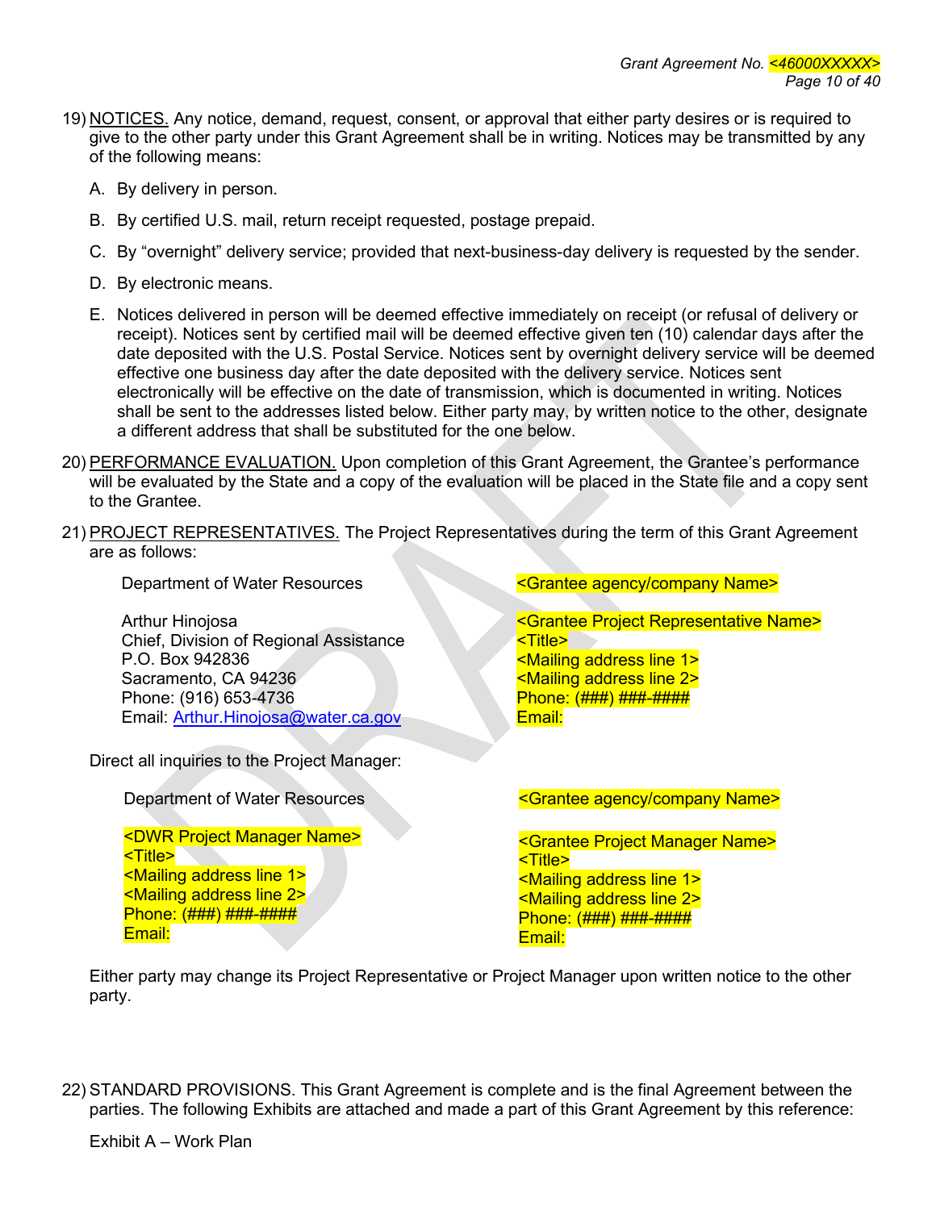19) NOTICES. Any notice, demand, request, consent, or approval that either party desires or is required to give to the other party under this Grant Agreement shall be in writing. Notices may be transmitted by any of the following means:

    A. By delivery in person.

    B. By certified U.S. mail, return receipt requested, postage prepaid.

    C. By "overnight" delivery service; provided that next-business-day delivery is requested by the sender.

    D. By electronic means.

    E. Notices delivered in person will be deemed effective immediately on receipt (or refusal of delivery or receipt). Notices sent by certified mail will be deemed effective given ten (10) calendar days after the date deposited with the U.S. Postal Service. Notices sent by overnight delivery service will be deemed effective one business day after the date deposited with the delivery service. Notices sent electronically will be effective on the date of transmission, which is documented in writing. Notices shall be sent to the addresses listed below. Either party may, by written notice to the other, designate a different address that shall be substituted for the one below.

20) PERFORMANCE EVALUATION. Upon completion of this Grant Agreement, the Grantee's performance will be evaluated by the State and a copy of the evaluation will be placed in the State file and a copy sent to the Grantee.

21) PROJECT REPRESENTATIVES. The Project Representatives during the term of this Grant Agreement are as follows:

| Department of Water Resources | <Grantee agency/company Name> |
|---|---|
| Arthur Hinojosa | <Grantee Project Representative Name> |
| Chief, Division of Regional Assistance | <Title> |
| P.O. Box 942836 | <Mailing address line 1> |
| Sacramento, CA 94236 | <Mailing address line 2> |
| Phone: (916) 653-4736 | Phone: (###) ###-#### |
| Email: Arthur.Hinojosa@water.ca.gov | Email: |

Direct all inquiries to the Project Manager:

| Department of Water Resources | <Grantee agency/company Name> |
|---|---|
| <DWR Project Manager Name> | <Grantee Project Manager Name> |
| <Title> | <Title> |
| <Mailing address line 1> | <Mailing address line 1> |
| <Mailing address line 2> | <Mailing address line 2> |
| Phone: (###) ###-#### | Phone: (###) ###-#### |
| Email: | Email: |

Either party may change its Project Representative or Project Manager upon written notice to the other party.

22) STANDARD PROVISIONS. This Grant Agreement is complete and is the final Agreement between the parties. The following Exhibits are attached and made a part of this Grant Agreement by this reference:

    Exhibit A – Work Plan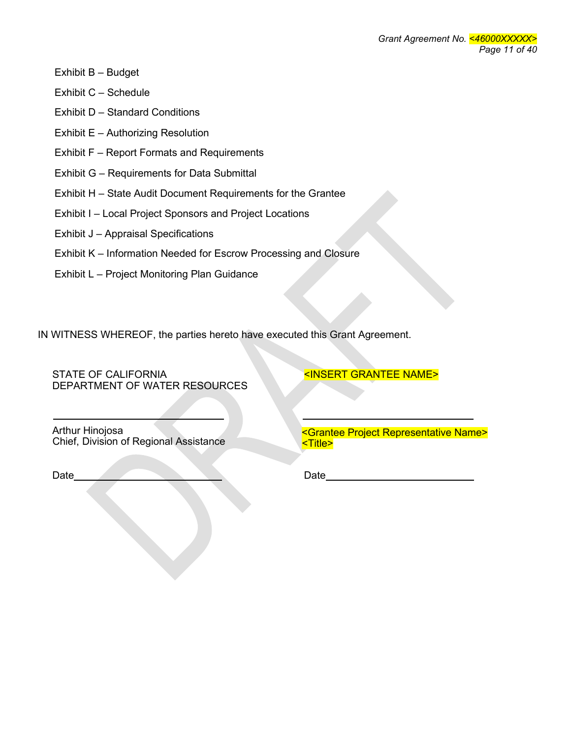Exhibit B – Budget

Exhibit C – Schedule

Exhibit D – Standard Conditions

Exhibit E – Authorizing Resolution

Exhibit F – Report Formats and Requirements

Exhibit G – Requirements for Data Submittal

Exhibit H – State Audit Document Requirements for the Grantee

Exhibit I – Local Project Sponsors and Project Locations

Exhibit J – Appraisal Specifications

Exhibit K – Information Needed for Escrow Processing and Closure

Exhibit L – Project Monitoring Plan Guidance

IN WITNESS WHEREOF, the parties hereto have executed this Grant Agreement.

| STATE OF CALIFORNIA<br>DEPARTMENT OF WATER RESOURCES | <INSERT GRANTEE NAME> |
|---|---|
| \_\_\_\_\_\_\_\_\_\_\_\_\_\_\_\_\_\_\_\_\_\_\_\_\_\_\_\_ | \_\_\_\_\_\_\_\_\_\_\_\_\_\_\_\_\_\_\_\_\_\_\_\_\_\_\_\_ |
| Arthur Hinojosa<br>Chief, Division of Regional Assistance | <Grantee Project Representative Name><br><Title> |
| Date\_\_\_\_\_\_\_\_\_\_\_\_\_\_\_\_\_\_\_\_\_\_\_\_ | Date\_\_\_\_\_\_\_\_\_\_\_\_\_\_\_\_\_\_\_\_\_\_\_\_ |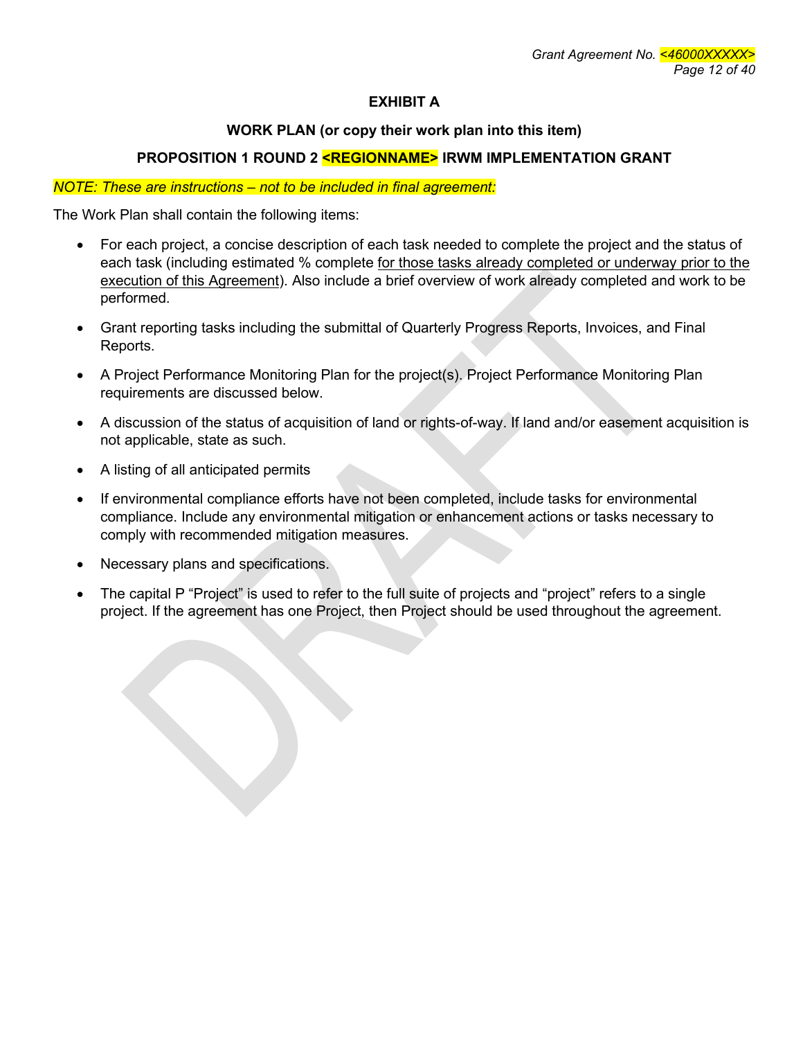# EXHIBIT A

## WORK PLAN (or copy their work plan into this item)

## PROPOSITION 1 ROUND 2 <REGIONNAME> IRWM IMPLEMENTATION GRANT

*NOTE: These are instructions – not to be included in final agreement:*

The Work Plan shall contain the following items:

- For each project, a concise description of each task needed to complete the project and the status of each task (including estimated % complete for those tasks already completed or underway prior to the execution of this Agreement). Also include a brief overview of work already completed and work to be performed.
- Grant reporting tasks including the submittal of Quarterly Progress Reports, Invoices, and Final Reports.
- A Project Performance Monitoring Plan for the project(s). Project Performance Monitoring Plan requirements are discussed below.
- A discussion of the status of acquisition of land or rights-of-way. If land and/or easement acquisition is not applicable, state as such.
- A listing of all anticipated permits
- If environmental compliance efforts have not been completed, include tasks for environmental compliance. Include any environmental mitigation or enhancement actions or tasks necessary to comply with recommended mitigation measures.
- Necessary plans and specifications.
- The capital P "Project" is used to refer to the full suite of projects and "project" refers to a single project. If the agreement has one Project, then Project should be used throughout the agreement.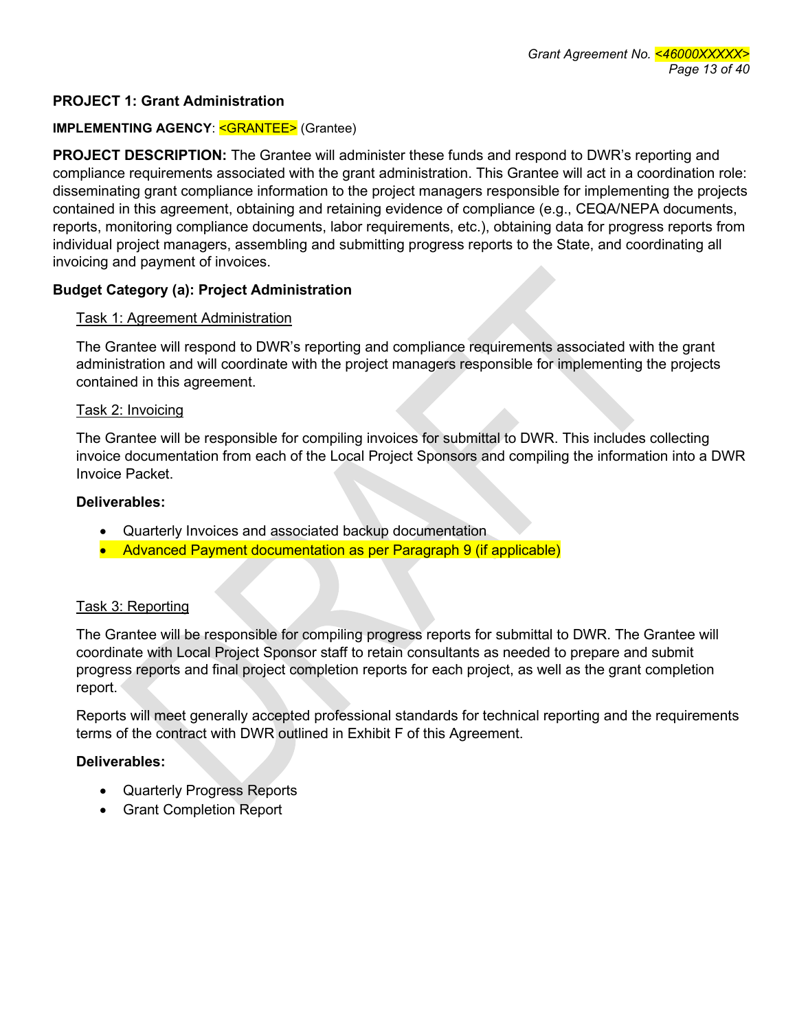**PROJECT 1: Grant Administration**

**IMPLEMENTING AGENCY**: <GRANTEE> (Grantee)

**PROJECT DESCRIPTION:** The Grantee will administer these funds and respond to DWR's reporting and compliance requirements associated with the grant administration. This Grantee will act in a coordination role: disseminating grant compliance information to the project managers responsible for implementing the projects contained in this agreement, obtaining and retaining evidence of compliance (e.g., CEQA/NEPA documents, reports, monitoring compliance documents, labor requirements, etc.), obtaining data for progress reports from individual project managers, assembling and submitting progress reports to the State, and coordinating all invoicing and payment of invoices.

**Budget Category (a): Project Administration**

Task 1: Agreement Administration

The Grantee will respond to DWR's reporting and compliance requirements associated with the grant administration and will coordinate with the project managers responsible for implementing the projects contained in this agreement.

Task 2: Invoicing

The Grantee will be responsible for compiling invoices for submittal to DWR. This includes collecting invoice documentation from each of the Local Project Sponsors and compiling the information into a DWR Invoice Packet.

**Deliverables:**

- Quarterly Invoices and associated backup documentation
- Advanced Payment documentation as per Paragraph 9 (if applicable)

Task 3: Reporting

The Grantee will be responsible for compiling progress reports for submittal to DWR. The Grantee will coordinate with Local Project Sponsor staff to retain consultants as needed to prepare and submit progress reports and final project completion reports for each project, as well as the grant completion report.

Reports will meet generally accepted professional standards for technical reporting and the requirements terms of the contract with DWR outlined in Exhibit F of this Agreement.

**Deliverables:**

- Quarterly Progress Reports
- Grant Completion Report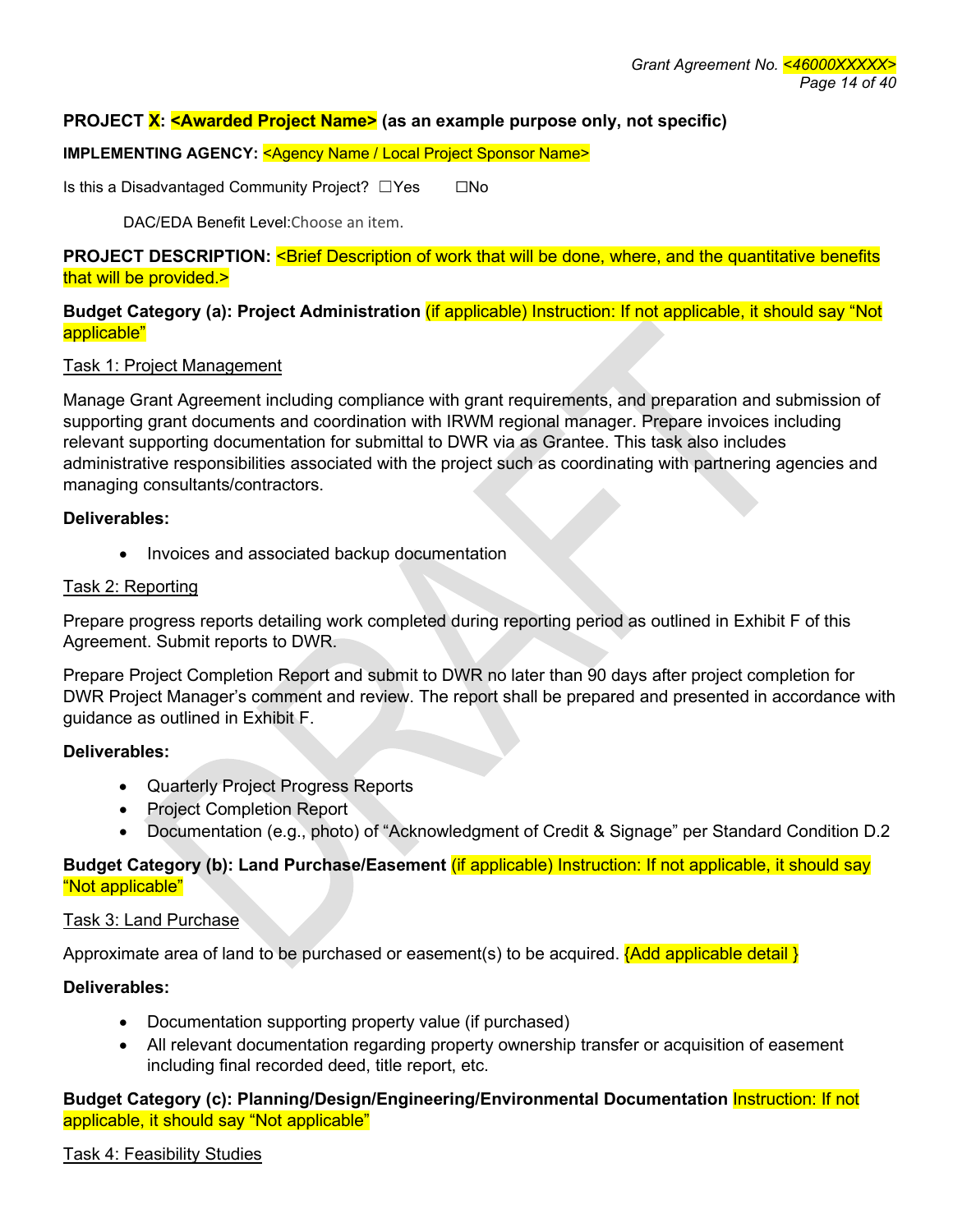**PROJECT X: <Awarded Project Name> (as an example purpose only, not specific)**

**IMPLEMENTING AGENCY:** <Agency Name / Local Project Sponsor Name>

Is this a Disadvantaged Community Project? ☐Yes ☐No

DAC/EDA Benefit Level:Choose an item.

**PROJECT DESCRIPTION:** <Brief Description of work that will be done, where, and the quantitative benefits that will be provided.>

**Budget Category (a): Project Administration** (if applicable) Instruction: If not applicable, it should say "Not applicable"

Task 1: Project Management

Manage Grant Agreement including compliance with grant requirements, and preparation and submission of supporting grant documents and coordination with IRWM regional manager. Prepare invoices including relevant supporting documentation for submittal to DWR via as Grantee. This task also includes administrative responsibilities associated with the project such as coordinating with partnering agencies and managing consultants/contractors.

**Deliverables:**

- Invoices and associated backup documentation

Task 2: Reporting

Prepare progress reports detailing work completed during reporting period as outlined in Exhibit F of this Agreement. Submit reports to DWR.

Prepare Project Completion Report and submit to DWR no later than 90 days after project completion for DWR Project Manager's comment and review. The report shall be prepared and presented in accordance with guidance as outlined in Exhibit F.

**Deliverables:**

- Quarterly Project Progress Reports
- Project Completion Report
- Documentation (e.g., photo) of "Acknowledgment of Credit & Signage" per Standard Condition D.2

**Budget Category (b): Land Purchase/Easement** (if applicable) Instruction: If not applicable, it should say "Not applicable"

Task 3: Land Purchase

Approximate area of land to be purchased or easement(s) to be acquired. {Add applicable detail }

**Deliverables:**

- Documentation supporting property value (if purchased)
- All relevant documentation regarding property ownership transfer or acquisition of easement including final recorded deed, title report, etc.

**Budget Category (c): Planning/Design/Engineering/Environmental Documentation** Instruction: If not applicable, it should say "Not applicable"

Task 4: Feasibility Studies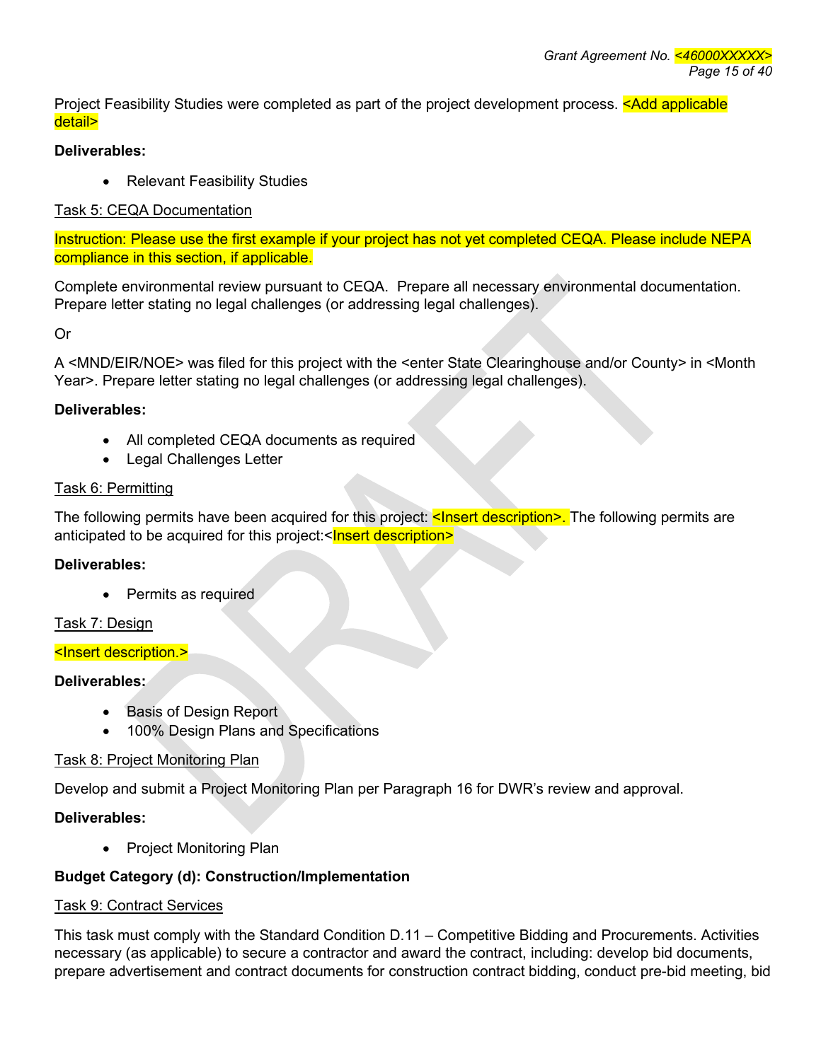Project Feasibility Studies were completed as part of the project development process. <Add applicable detail>

**Deliverables:**

- Relevant Feasibility Studies

Task 5: CEQA Documentation

Instruction: Please use the first example if your project has not yet completed CEQA. Please include NEPA compliance in this section, if applicable.

Complete environmental review pursuant to CEQA. Prepare all necessary environmental documentation. Prepare letter stating no legal challenges (or addressing legal challenges).

Or

A <MND/EIR/NOE> was filed for this project with the <enter State Clearinghouse and/or County> in <Month Year>. Prepare letter stating no legal challenges (or addressing legal challenges).

**Deliverables:**

- All completed CEQA documents as required
- Legal Challenges Letter

Task 6: Permitting

The following permits have been acquired for this project: <Insert description>. The following permits are anticipated to be acquired for this project:<Insert description>

**Deliverables:**

- Permits as required

Task 7: Design

<Insert description.>

**Deliverables:**

- Basis of Design Report
- 100% Design Plans and Specifications

Task 8: Project Monitoring Plan

Develop and submit a Project Monitoring Plan per Paragraph 16 for DWR's review and approval.

**Deliverables:**

- Project Monitoring Plan

**Budget Category (d): Construction/Implementation**

Task 9: Contract Services

This task must comply with the Standard Condition D.11 – Competitive Bidding and Procurements. Activities necessary (as applicable) to secure a contractor and award the contract, including: develop bid documents, prepare advertisement and contract documents for construction contract bidding, conduct pre-bid meeting, bid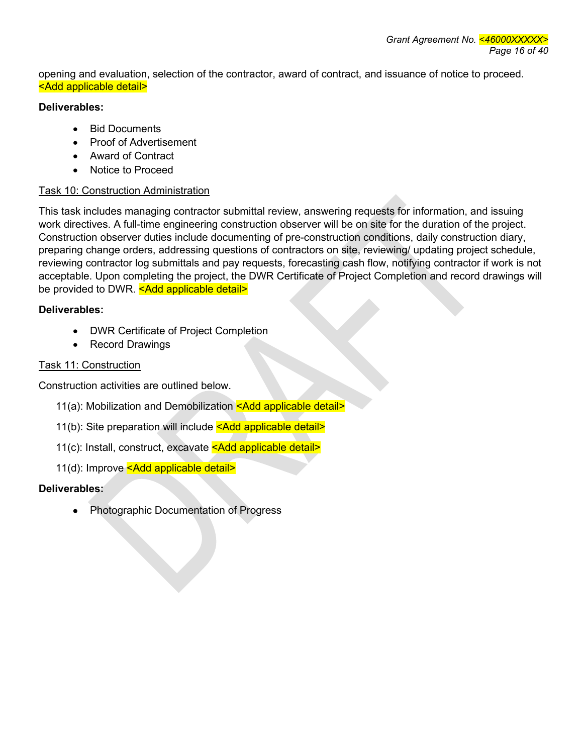opening and evaluation, selection of the contractor, award of contract, and issuance of notice to proceed. <Add applicable detail>

**Deliverables:**

- Bid Documents
- Proof of Advertisement
- Award of Contract
- Notice to Proceed

<u>Task 10: Construction Administration</u>

This task includes managing contractor submittal review, answering requests for information, and issuing work directives. A full-time engineering construction observer will be on site for the duration of the project. Construction observer duties include documenting of pre-construction conditions, daily construction diary, preparing change orders, addressing questions of contractors on site, reviewing/ updating project schedule, reviewing contractor log submittals and pay requests, forecasting cash flow, notifying contractor if work is not acceptable. Upon completing the project, the DWR Certificate of Project Completion and record drawings will be provided to DWR. <Add applicable detail>

**Deliverables:**

- DWR Certificate of Project Completion
- Record Drawings

<u>Task 11: Construction</u>

Construction activities are outlined below.

11(a): Mobilization and Demobilization <Add applicable detail>

11(b): Site preparation will include <Add applicable detail>

11(c): Install, construct, excavate <Add applicable detail>

11(d): Improve <Add applicable detail>

**Deliverables:**

- Photographic Documentation of Progress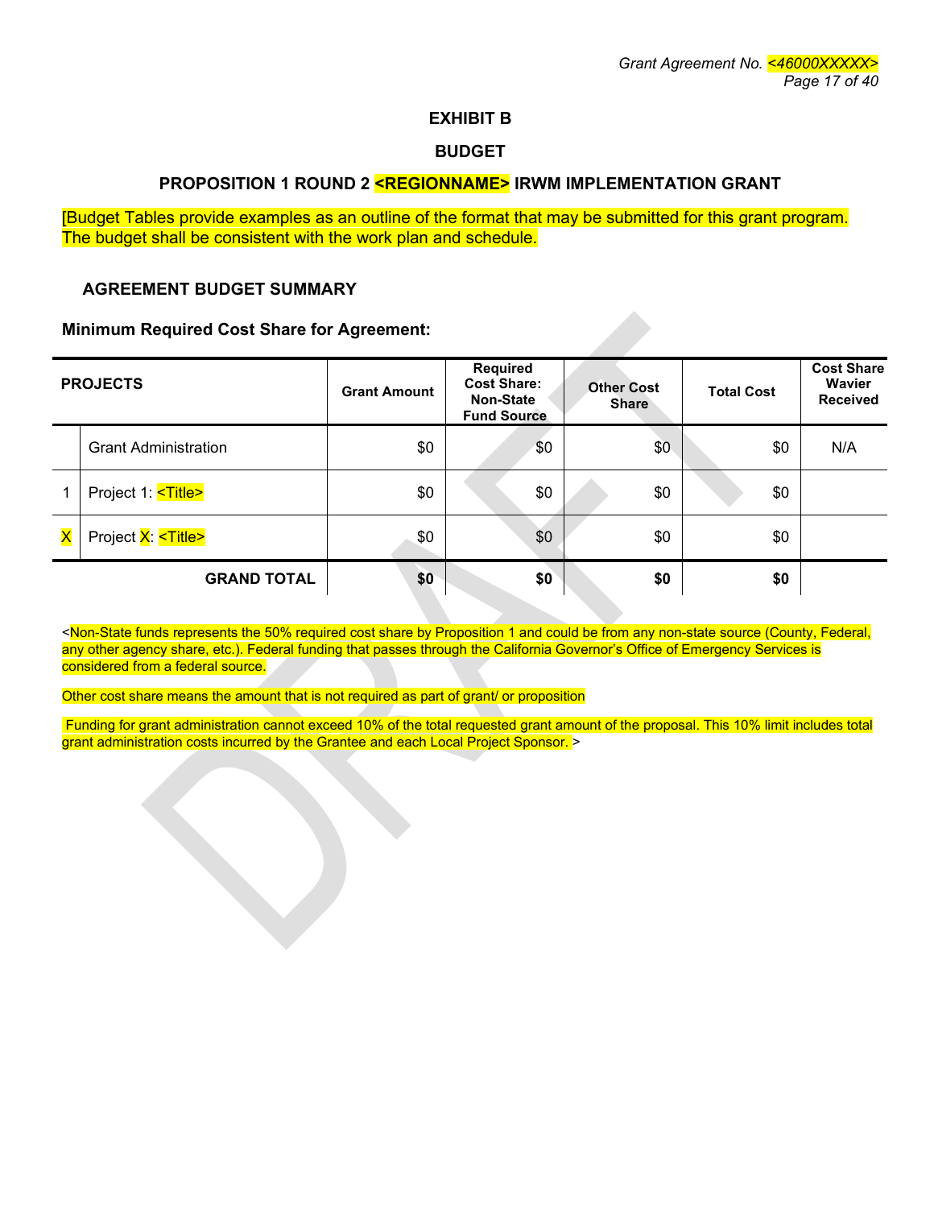# EXHIBIT B

# BUDGET

## PROPOSITION 1 ROUND 2 <REGIONNAME> IRWM IMPLEMENTATION GRANT

[Budget Tables provide examples as an outline of the format that may be submitted for this grant program. The budget shall be consistent with the work plan and schedule.

### AGREEMENT BUDGET SUMMARY

**Minimum Required Cost Share for Agreement:**

| | PROJECTS | Grant Amount | Required Cost Share: Non-State Fund Source | Other Cost Share | Total Cost | Cost Share Wavier Received |
|---|---|---|---|---|---|---|
| | Grant Administration | $0 | $0 | $0 | $0 | N/A |
| 1 | Project 1: <Title> | $0 | $0 | $0 | $0 | |
| X | Project X: <Title> | $0 | $0 | $0 | $0 | |
| | **GRAND TOTAL** | **$0** | **$0** | **$0** | **$0** | |

<Non-State funds represents the 50% required cost share by Proposition 1 and could be from any non-state source (County, Federal, any other agency share, etc.). Federal funding that passes through the California Governor's Office of Emergency Services is considered from a federal source.

Other cost share means the amount that is not required as part of grant/ or proposition

Funding for grant administration cannot exceed 10% of the total requested grant amount of the proposal. This 10% limit includes total grant administration costs incurred by the Grantee and each Local Project Sponsor. >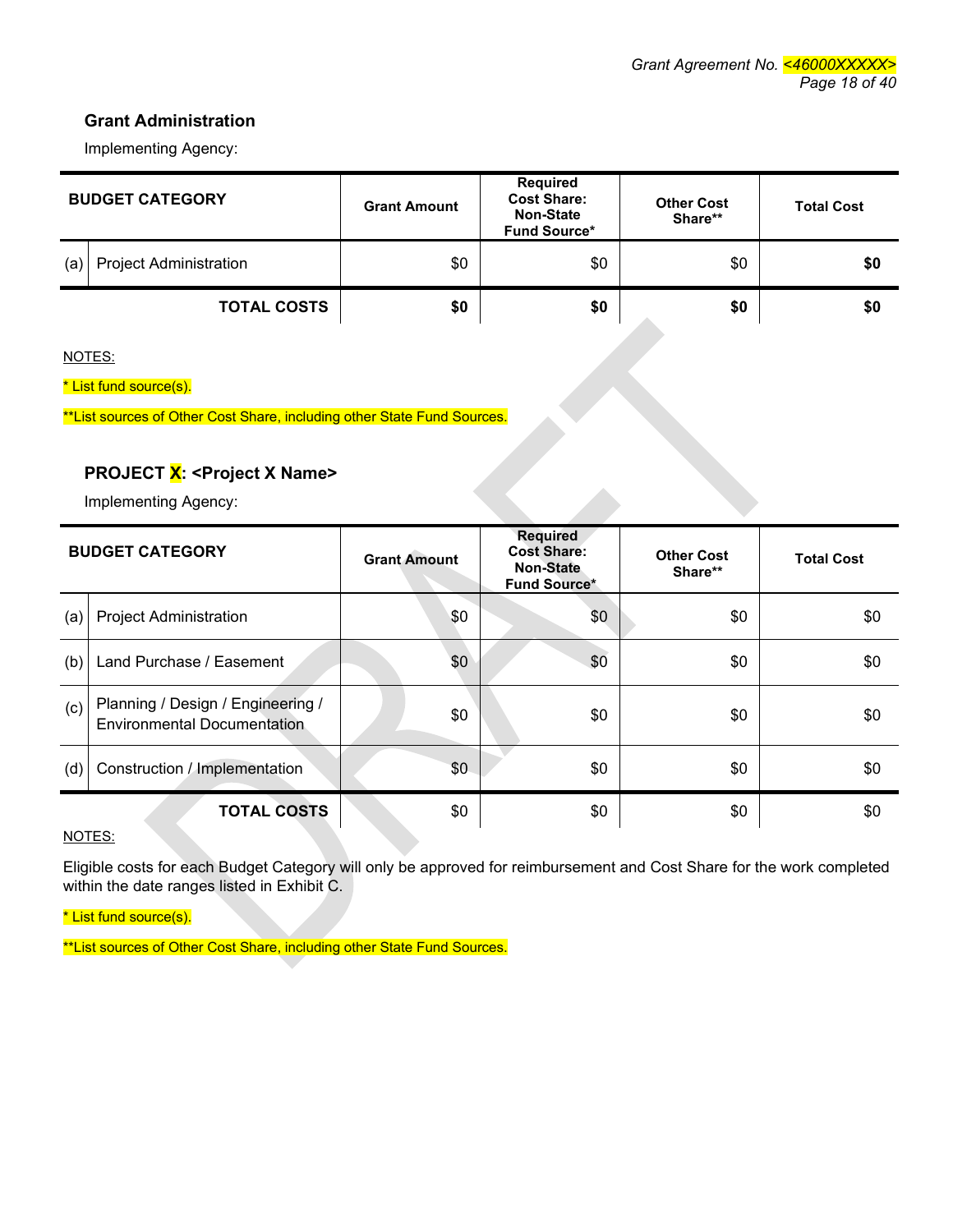### Grant Administration

Implementing Agency:

| | BUDGET CATEGORY | Grant Amount | Required Cost Share: Non-State Fund Source* | Other Cost Share** | Total Cost |
|---|---|---|---|---|---|
| (a) | Project Administration | $0 | $0 | $0 | **$0** |
| | **TOTAL COSTS** | **$0** | **$0** | **$0** | **$0** |

NOTES:

* List fund source(s).

**List sources of Other Cost Share, including other State Fund Sources.

### PROJECT X: <Project X Name>

Implementing Agency:

| | BUDGET CATEGORY | Grant Amount | Required Cost Share: Non-State Fund Source* | Other Cost Share** | Total Cost |
|---|---|---|---|---|---|
| (a) | Project Administration | $0 | $0 | $0 | $0 |
| (b) | Land Purchase / Easement | $0 | $0 | $0 | $0 |
| (c) | Planning / Design / Engineering / Environmental Documentation | $0 | $0 | $0 | $0 |
| (d) | Construction / Implementation | $0 | $0 | $0 | $0 |
| | **TOTAL COSTS** | $0 | $0 | $0 | $0 |

NOTES:

Eligible costs for each Budget Category will only be approved for reimbursement and Cost Share for the work completed within the date ranges listed in Exhibit C.

* List fund source(s).

**List sources of Other Cost Share, including other State Fund Sources.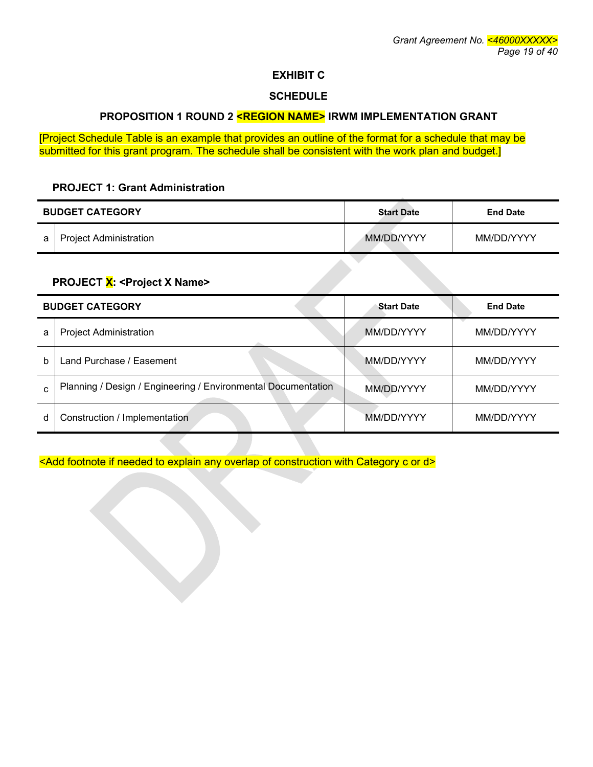# EXHIBIT C

## SCHEDULE

### PROPOSITION 1 ROUND 2 <REGION NAME> IRWM IMPLEMENTATION GRANT

[Project Schedule Table is an example that provides an outline of the format for a schedule that may be submitted for this grant program. The schedule shall be consistent with the work plan and budget.]

**PROJECT 1: Grant Administration**

| BUDGET CATEGORY | | Start Date | End Date |
|---|---|---|---|
| a | Project Administration | MM/DD/YYYY | MM/DD/YYYY |

**PROJECT X: <Project X Name>**

| BUDGET CATEGORY | | Start Date | End Date |
|---|---|---|---|
| a | Project Administration | MM/DD/YYYY | MM/DD/YYYY |
| b | Land Purchase / Easement | MM/DD/YYYY | MM/DD/YYYY |
| c | Planning / Design / Engineering / Environmental Documentation | MM/DD/YYYY | MM/DD/YYYY |
| d | Construction / Implementation | MM/DD/YYYY | MM/DD/YYYY |

<Add footnote if needed to explain any overlap of construction with Category c or d>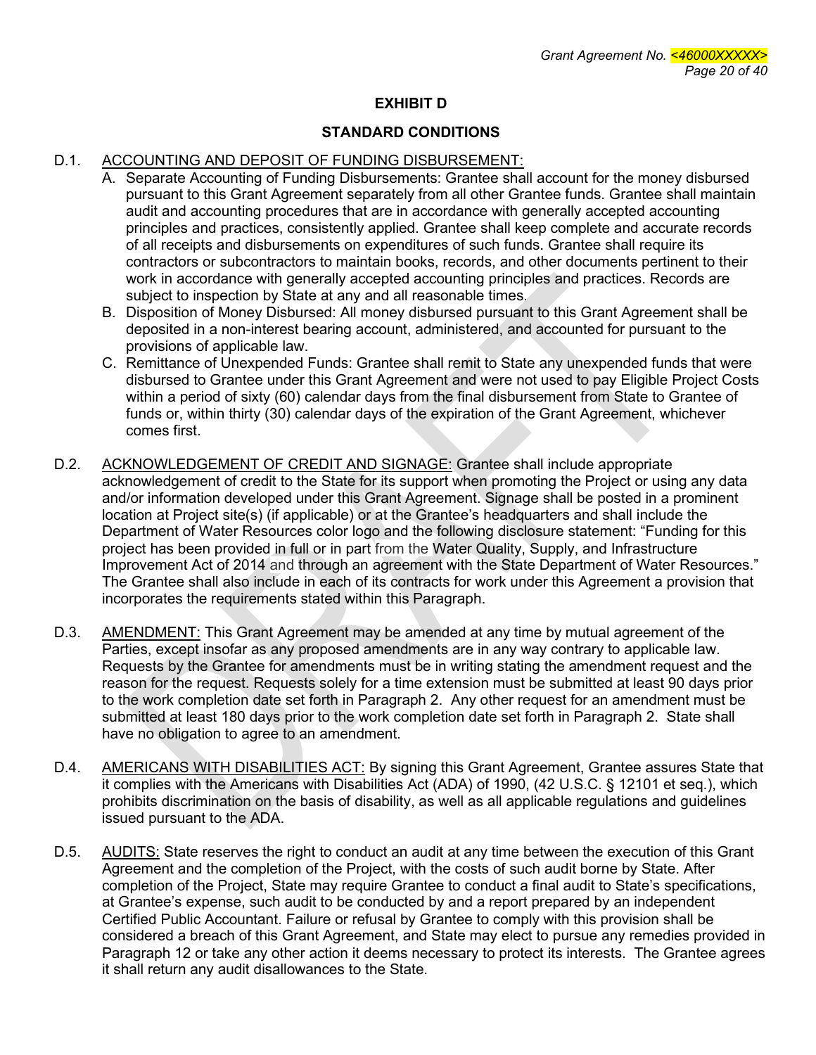## EXHIBIT D

## STANDARD CONDITIONS

D.1. ACCOUNTING AND DEPOSIT OF FUNDING DISBURSEMENT:

A. Separate Accounting of Funding Disbursements: Grantee shall account for the money disbursed pursuant to this Grant Agreement separately from all other Grantee funds. Grantee shall maintain audit and accounting procedures that are in accordance with generally accepted accounting principles and practices, consistently applied. Grantee shall keep complete and accurate records of all receipts and disbursements on expenditures of such funds. Grantee shall require its contractors or subcontractors to maintain books, records, and other documents pertinent to their work in accordance with generally accepted accounting principles and practices. Records are subject to inspection by State at any and all reasonable times.

B. Disposition of Money Disbursed: All money disbursed pursuant to this Grant Agreement shall be deposited in a non-interest bearing account, administered, and accounted for pursuant to the provisions of applicable law.

C. Remittance of Unexpended Funds: Grantee shall remit to State any unexpended funds that were disbursed to Grantee under this Grant Agreement and were not used to pay Eligible Project Costs within a period of sixty (60) calendar days from the final disbursement from State to Grantee of funds or, within thirty (30) calendar days of the expiration of the Grant Agreement, whichever comes first.

D.2. ACKNOWLEDGEMENT OF CREDIT AND SIGNAGE: Grantee shall include appropriate acknowledgement of credit to the State for its support when promoting the Project or using any data and/or information developed under this Grant Agreement. Signage shall be posted in a prominent location at Project site(s) (if applicable) or at the Grantee's headquarters and shall include the Department of Water Resources color logo and the following disclosure statement: "Funding for this project has been provided in full or in part from the Water Quality, Supply, and Infrastructure Improvement Act of 2014 and through an agreement with the State Department of Water Resources." The Grantee shall also include in each of its contracts for work under this Agreement a provision that incorporates the requirements stated within this Paragraph.

D.3. AMENDMENT: This Grant Agreement may be amended at any time by mutual agreement of the Parties, except insofar as any proposed amendments are in any way contrary to applicable law. Requests by the Grantee for amendments must be in writing stating the amendment request and the reason for the request. Requests solely for a time extension must be submitted at least 90 days prior to the work completion date set forth in Paragraph 2. Any other request for an amendment must be submitted at least 180 days prior to the work completion date set forth in Paragraph 2. State shall have no obligation to agree to an amendment.

D.4. AMERICANS WITH DISABILITIES ACT: By signing this Grant Agreement, Grantee assures State that it complies with the Americans with Disabilities Act (ADA) of 1990, (42 U.S.C. § 12101 et seq.), which prohibits discrimination on the basis of disability, as well as all applicable regulations and guidelines issued pursuant to the ADA.

D.5. AUDITS: State reserves the right to conduct an audit at any time between the execution of this Grant Agreement and the completion of the Project, with the costs of such audit borne by State. After completion of the Project, State may require Grantee to conduct a final audit to State's specifications, at Grantee's expense, such audit to be conducted by and a report prepared by an independent Certified Public Accountant. Failure or refusal by Grantee to comply with this provision shall be considered a breach of this Grant Agreement, and State may elect to pursue any remedies provided in Paragraph 12 or take any other action it deems necessary to protect its interests. The Grantee agrees it shall return any audit disallowances to the State.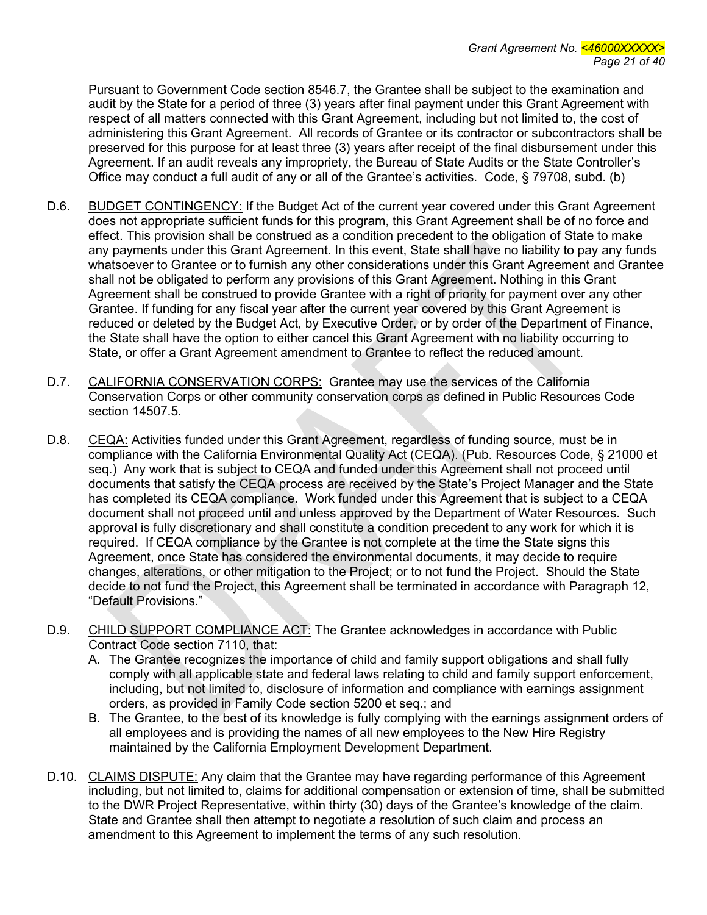Pursuant to Government Code section 8546.7, the Grantee shall be subject to the examination and audit by the State for a period of three (3) years after final payment under this Grant Agreement with respect of all matters connected with this Grant Agreement, including but not limited to, the cost of administering this Grant Agreement. All records of Grantee or its contractor or subcontractors shall be preserved for this purpose for at least three (3) years after receipt of the final disbursement under this Agreement. If an audit reveals any impropriety, the Bureau of State Audits or the State Controller's Office may conduct a full audit of any or all of the Grantee's activities. Code, § 79708, subd. (b)

D.6. <u>BUDGET CONTINGENCY:</u> If the Budget Act of the current year covered under this Grant Agreement does not appropriate sufficient funds for this program, this Grant Agreement shall be of no force and effect. This provision shall be construed as a condition precedent to the obligation of State to make any payments under this Grant Agreement. In this event, State shall have no liability to pay any funds whatsoever to Grantee or to furnish any other considerations under this Grant Agreement and Grantee shall not be obligated to perform any provisions of this Grant Agreement. Nothing in this Grant Agreement shall be construed to provide Grantee with a right of priority for payment over any other Grantee. If funding for any fiscal year after the current year covered by this Grant Agreement is reduced or deleted by the Budget Act, by Executive Order, or by order of the Department of Finance, the State shall have the option to either cancel this Grant Agreement with no liability occurring to State, or offer a Grant Agreement amendment to Grantee to reflect the reduced amount.

D.7. <u>CALIFORNIA CONSERVATION CORPS:</u> Grantee may use the services of the California Conservation Corps or other community conservation corps as defined in Public Resources Code section 14507.5.

D.8. <u>CEQA:</u> Activities funded under this Grant Agreement, regardless of funding source, must be in compliance with the California Environmental Quality Act (CEQA). (Pub. Resources Code, § 21000 et seq.) Any work that is subject to CEQA and funded under this Agreement shall not proceed until documents that satisfy the CEQA process are received by the State's Project Manager and the State has completed its CEQA compliance. Work funded under this Agreement that is subject to a CEQA document shall not proceed until and unless approved by the Department of Water Resources. Such approval is fully discretionary and shall constitute a condition precedent to any work for which it is required. If CEQA compliance by the Grantee is not complete at the time the State signs this Agreement, once State has considered the environmental documents, it may decide to require changes, alterations, or other mitigation to the Project; or to not fund the Project. Should the State decide to not fund the Project, this Agreement shall be terminated in accordance with Paragraph 12, "Default Provisions."

D.9. <u>CHILD SUPPORT COMPLIANCE ACT:</u> The Grantee acknowledges in accordance with Public Contract Code section 7110, that:

A. The Grantee recognizes the importance of child and family support obligations and shall fully comply with all applicable state and federal laws relating to child and family support enforcement, including, but not limited to, disclosure of information and compliance with earnings assignment orders, as provided in Family Code section 5200 et seq.; and
B. The Grantee, to the best of its knowledge is fully complying with the earnings assignment orders of all employees and is providing the names of all new employees to the New Hire Registry maintained by the California Employment Development Department.

D.10. <u>CLAIMS DISPUTE:</u> Any claim that the Grantee may have regarding performance of this Agreement including, but not limited to, claims for additional compensation or extension of time, shall be submitted to the DWR Project Representative, within thirty (30) days of the Grantee's knowledge of the claim. State and Grantee shall then attempt to negotiate a resolution of such claim and process an amendment to this Agreement to implement the terms of any such resolution.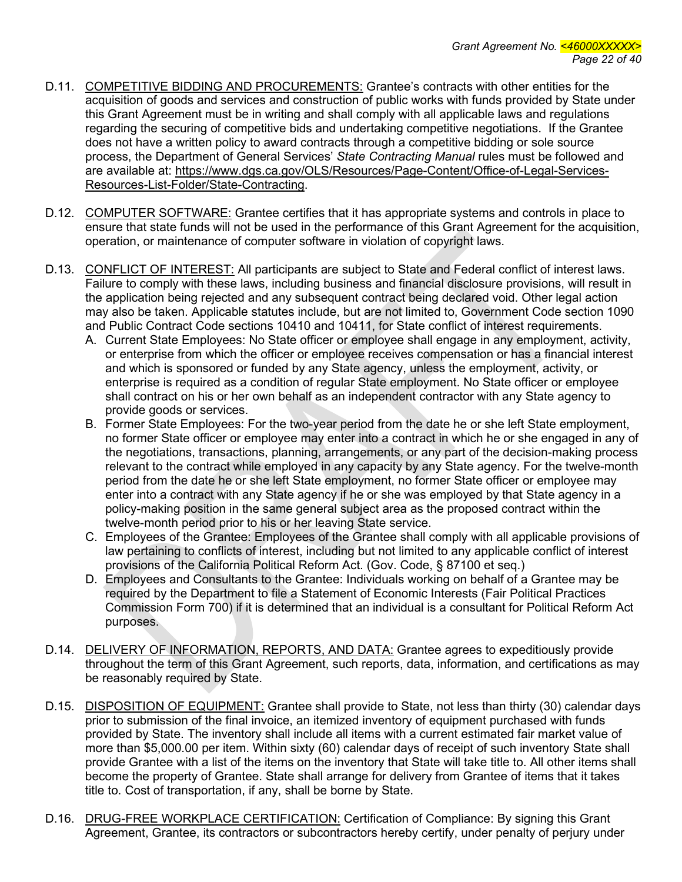D.11. COMPETITIVE BIDDING AND PROCUREMENTS: Grantee's contracts with other entities for the acquisition of goods and services and construction of public works with funds provided by State under this Grant Agreement must be in writing and shall comply with all applicable laws and regulations regarding the securing of competitive bids and undertaking competitive negotiations. If the Grantee does not have a written policy to award contracts through a competitive bidding or sole source process, the Department of General Services' *State Contracting Manual* rules must be followed and are available at: https://www.dgs.ca.gov/OLS/Resources/Page-Content/Office-of-Legal-Services-Resources-List-Folder/State-Contracting.

D.12. COMPUTER SOFTWARE: Grantee certifies that it has appropriate systems and controls in place to ensure that state funds will not be used in the performance of this Grant Agreement for the acquisition, operation, or maintenance of computer software in violation of copyright laws.

D.13. CONFLICT OF INTEREST: All participants are subject to State and Federal conflict of interest laws. Failure to comply with these laws, including business and financial disclosure provisions, will result in the application being rejected and any subsequent contract being declared void. Other legal action may also be taken. Applicable statutes include, but are not limited to, Government Code section 1090 and Public Contract Code sections 10410 and 10411, for State conflict of interest requirements.

A. Current State Employees: No State officer or employee shall engage in any employment, activity, or enterprise from which the officer or employee receives compensation or has a financial interest and which is sponsored or funded by any State agency, unless the employment, activity, or enterprise is required as a condition of regular State employment. No State officer or employee shall contract on his or her own behalf as an independent contractor with any State agency to provide goods or services.

B. Former State Employees: For the two-year period from the date he or she left State employment, no former State officer or employee may enter into a contract in which he or she engaged in any of the negotiations, transactions, planning, arrangements, or any part of the decision-making process relevant to the contract while employed in any capacity by any State agency. For the twelve-month period from the date he or she left State employment, no former State officer or employee may enter into a contract with any State agency if he or she was employed by that State agency in a policy-making position in the same general subject area as the proposed contract within the twelve-month period prior to his or her leaving State service.

C. Employees of the Grantee: Employees of the Grantee shall comply with all applicable provisions of law pertaining to conflicts of interest, including but not limited to any applicable conflict of interest provisions of the California Political Reform Act. (Gov. Code, § 87100 et seq.)

D. Employees and Consultants to the Grantee: Individuals working on behalf of a Grantee may be required by the Department to file a Statement of Economic Interests (Fair Political Practices Commission Form 700) if it is determined that an individual is a consultant for Political Reform Act purposes.

D.14. DELIVERY OF INFORMATION, REPORTS, AND DATA: Grantee agrees to expeditiously provide throughout the term of this Grant Agreement, such reports, data, information, and certifications as may be reasonably required by State.

D.15. DISPOSITION OF EQUIPMENT: Grantee shall provide to State, not less than thirty (30) calendar days prior to submission of the final invoice, an itemized inventory of equipment purchased with funds provided by State. The inventory shall include all items with a current estimated fair market value of more than $5,000.00 per item. Within sixty (60) calendar days of receipt of such inventory State shall provide Grantee with a list of the items on the inventory that State will take title to. All other items shall become the property of Grantee. State shall arrange for delivery from Grantee of items that it takes title to. Cost of transportation, if any, shall be borne by State.

D.16. DRUG-FREE WORKPLACE CERTIFICATION: Certification of Compliance: By signing this Grant Agreement, Grantee, its contractors or subcontractors hereby certify, under penalty of perjury under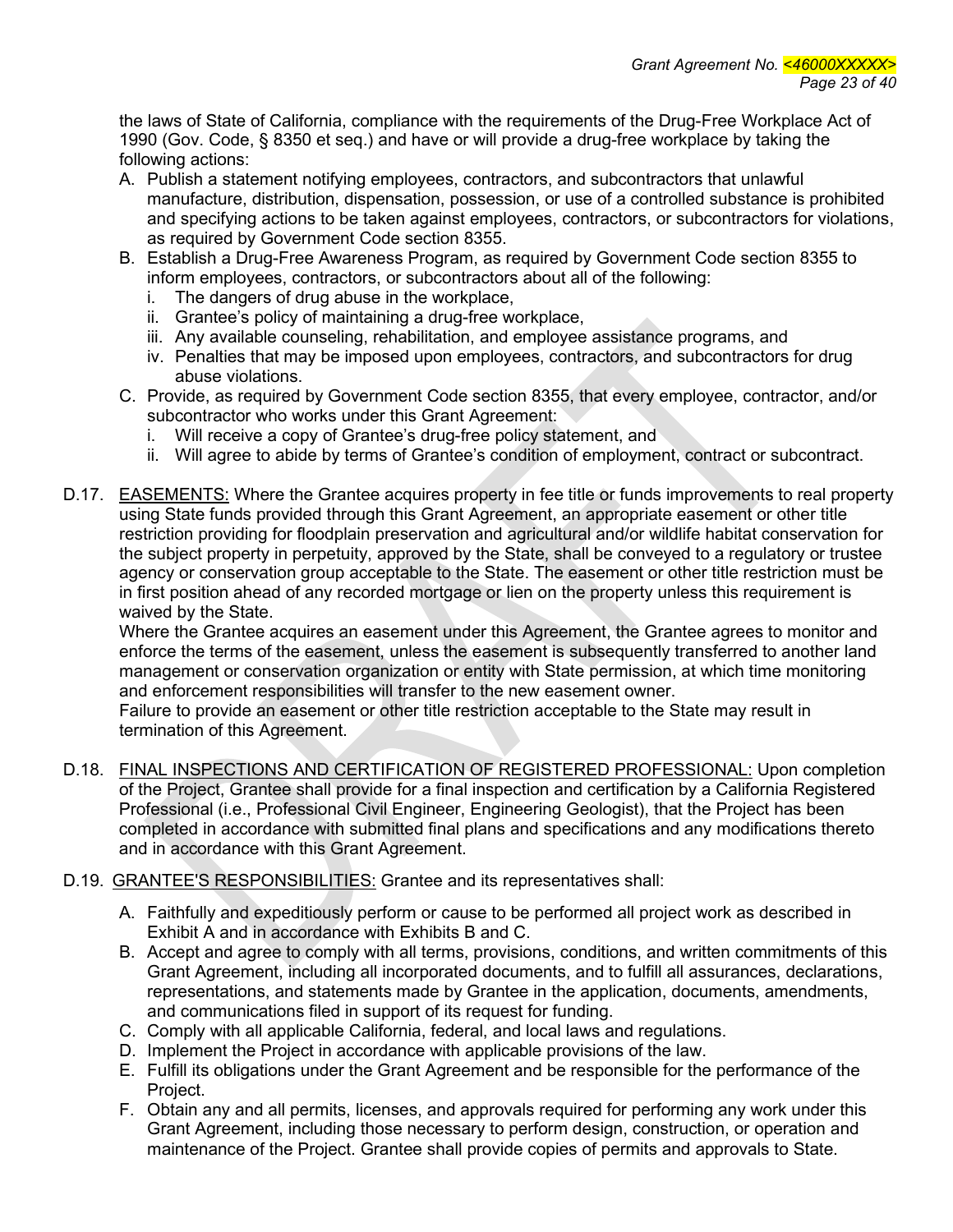the laws of State of California, compliance with the requirements of the Drug-Free Workplace Act of 1990 (Gov. Code, § 8350 et seq.) and have or will provide a drug-free workplace by taking the following actions:

A. Publish a statement notifying employees, contractors, and subcontractors that unlawful manufacture, distribution, dispensation, possession, or use of a controlled substance is prohibited and specifying actions to be taken against employees, contractors, or subcontractors for violations, as required by Government Code section 8355.
B. Establish a Drug-Free Awareness Program, as required by Government Code section 8355 to inform employees, contractors, or subcontractors about all of the following:
   i. The dangers of drug abuse in the workplace,
   ii. Grantee's policy of maintaining a drug-free workplace,
   iii. Any available counseling, rehabilitation, and employee assistance programs, and
   iv. Penalties that may be imposed upon employees, contractors, and subcontractors for drug abuse violations.
C. Provide, as required by Government Code section 8355, that every employee, contractor, and/or subcontractor who works under this Grant Agreement:
   i. Will receive a copy of Grantee's drug-free policy statement, and
   ii. Will agree to abide by terms of Grantee's condition of employment, contract or subcontract.

D.17. <u>EASEMENTS:</u> Where the Grantee acquires property in fee title or funds improvements to real property using State funds provided through this Grant Agreement, an appropriate easement or other title restriction providing for floodplain preservation and agricultural and/or wildlife habitat conservation for the subject property in perpetuity, approved by the State, shall be conveyed to a regulatory or trustee agency or conservation group acceptable to the State. The easement or other title restriction must be in first position ahead of any recorded mortgage or lien on the property unless this requirement is waived by the State.
Where the Grantee acquires an easement under this Agreement, the Grantee agrees to monitor and enforce the terms of the easement, unless the easement is subsequently transferred to another land management or conservation organization or entity with State permission, at which time monitoring and enforcement responsibilities will transfer to the new easement owner.
Failure to provide an easement or other title restriction acceptable to the State may result in termination of this Agreement.

D.18. <u>FINAL INSPECTIONS AND CERTIFICATION OF REGISTERED PROFESSIONAL:</u> Upon completion of the Project, Grantee shall provide for a final inspection and certification by a California Registered Professional (i.e., Professional Civil Engineer, Engineering Geologist), that the Project has been completed in accordance with submitted final plans and specifications and any modifications thereto and in accordance with this Grant Agreement.

D.19. <u>GRANTEE'S RESPONSIBILITIES:</u> Grantee and its representatives shall:

A. Faithfully and expeditiously perform or cause to be performed all project work as described in Exhibit A and in accordance with Exhibits B and C.
B. Accept and agree to comply with all terms, provisions, conditions, and written commitments of this Grant Agreement, including all incorporated documents, and to fulfill all assurances, declarations, representations, and statements made by Grantee in the application, documents, amendments, and communications filed in support of its request for funding.
C. Comply with all applicable California, federal, and local laws and regulations.
D. Implement the Project in accordance with applicable provisions of the law.
E. Fulfill its obligations under the Grant Agreement and be responsible for the performance of the Project.
F. Obtain any and all permits, licenses, and approvals required for performing any work under this Grant Agreement, including those necessary to perform design, construction, or operation and maintenance of the Project. Grantee shall provide copies of permits and approvals to State.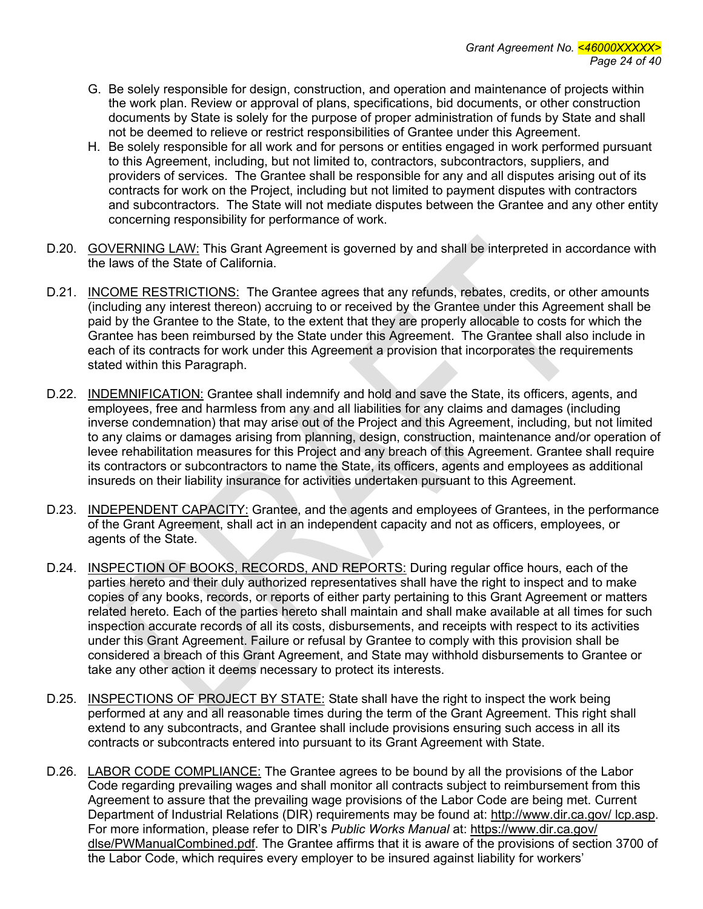G. Be solely responsible for design, construction, and operation and maintenance of projects within the work plan. Review or approval of plans, specifications, bid documents, or other construction documents by State is solely for the purpose of proper administration of funds by State and shall not be deemed to relieve or restrict responsibilities of Grantee under this Agreement.

H. Be solely responsible for all work and for persons or entities engaged in work performed pursuant to this Agreement, including, but not limited to, contractors, subcontractors, suppliers, and providers of services. The Grantee shall be responsible for any and all disputes arising out of its contracts for work on the Project, including but not limited to payment disputes with contractors and subcontractors. The State will not mediate disputes between the Grantee and any other entity concerning responsibility for performance of work.

D.20. GOVERNING LAW: This Grant Agreement is governed by and shall be interpreted in accordance with the laws of the State of California.

D.21. INCOME RESTRICTIONS: The Grantee agrees that any refunds, rebates, credits, or other amounts (including any interest thereon) accruing to or received by the Grantee under this Agreement shall be paid by the Grantee to the State, to the extent that they are properly allocable to costs for which the Grantee has been reimbursed by the State under this Agreement. The Grantee shall also include in each of its contracts for work under this Agreement a provision that incorporates the requirements stated within this Paragraph.

D.22. INDEMNIFICATION: Grantee shall indemnify and hold and save the State, its officers, agents, and employees, free and harmless from any and all liabilities for any claims and damages (including inverse condemnation) that may arise out of the Project and this Agreement, including, but not limited to any claims or damages arising from planning, design, construction, maintenance and/or operation of levee rehabilitation measures for this Project and any breach of this Agreement. Grantee shall require its contractors or subcontractors to name the State, its officers, agents and employees as additional insureds on their liability insurance for activities undertaken pursuant to this Agreement.

D.23. INDEPENDENT CAPACITY: Grantee, and the agents and employees of Grantees, in the performance of the Grant Agreement, shall act in an independent capacity and not as officers, employees, or agents of the State.

D.24. INSPECTION OF BOOKS, RECORDS, AND REPORTS: During regular office hours, each of the parties hereto and their duly authorized representatives shall have the right to inspect and to make copies of any books, records, or reports of either party pertaining to this Grant Agreement or matters related hereto. Each of the parties hereto shall maintain and shall make available at all times for such inspection accurate records of all its costs, disbursements, and receipts with respect to its activities under this Grant Agreement. Failure or refusal by Grantee to comply with this provision shall be considered a breach of this Grant Agreement, and State may withhold disbursements to Grantee or take any other action it deems necessary to protect its interests.

D.25. INSPECTIONS OF PROJECT BY STATE: State shall have the right to inspect the work being performed at any and all reasonable times during the term of the Grant Agreement. This right shall extend to any subcontracts, and Grantee shall include provisions ensuring such access in all its contracts or subcontracts entered into pursuant to its Grant Agreement with State.

D.26. LABOR CODE COMPLIANCE: The Grantee agrees to be bound by all the provisions of the Labor Code regarding prevailing wages and shall monitor all contracts subject to reimbursement from this Agreement to assure that the prevailing wage provisions of the Labor Code are being met. Current Department of Industrial Relations (DIR) requirements may be found at: http://www.dir.ca.gov/ lcp.asp. For more information, please refer to DIR's *Public Works Manual* at: https://www.dir.ca.gov/ dlse/PWManualCombined.pdf. The Grantee affirms that it is aware of the provisions of section 3700 of the Labor Code, which requires every employer to be insured against liability for workers'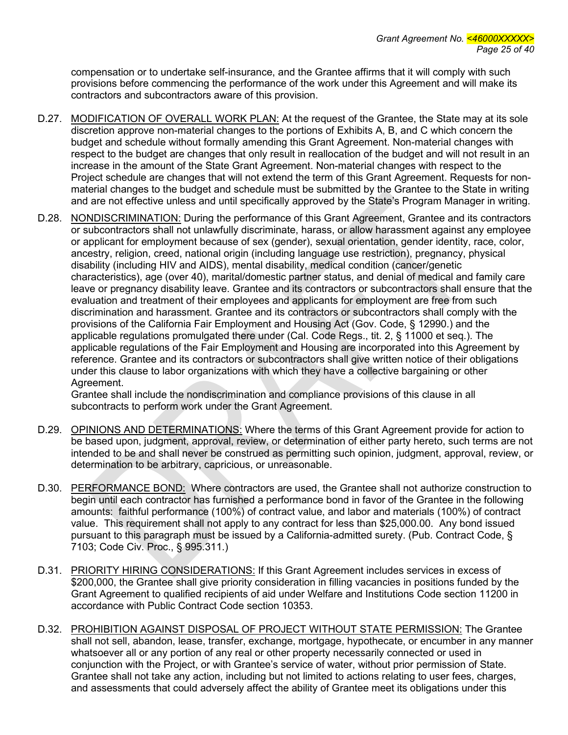compensation or to undertake self-insurance, and the Grantee affirms that it will comply with such provisions before commencing the performance of the work under this Agreement and will make its contractors and subcontractors aware of this provision.

D.27. MODIFICATION OF OVERALL WORK PLAN: At the request of the Grantee, the State may at its sole discretion approve non-material changes to the portions of Exhibits A, B, and C which concern the budget and schedule without formally amending this Grant Agreement. Non-material changes with respect to the budget are changes that only result in reallocation of the budget and will not result in an increase in the amount of the State Grant Agreement. Non-material changes with respect to the Project schedule are changes that will not extend the term of this Grant Agreement. Requests for non-material changes to the budget and schedule must be submitted by the Grantee to the State in writing and are not effective unless and until specifically approved by the State's Program Manager in writing.

D.28. NONDISCRIMINATION: During the performance of this Grant Agreement, Grantee and its contractors or subcontractors shall not unlawfully discriminate, harass, or allow harassment against any employee or applicant for employment because of sex (gender), sexual orientation, gender identity, race, color, ancestry, religion, creed, national origin (including language use restriction), pregnancy, physical disability (including HIV and AIDS), mental disability, medical condition (cancer/genetic characteristics), age (over 40), marital/domestic partner status, and denial of medical and family care leave or pregnancy disability leave. Grantee and its contractors or subcontractors shall ensure that the evaluation and treatment of their employees and applicants for employment are free from such discrimination and harassment. Grantee and its contractors or subcontractors shall comply with the provisions of the California Fair Employment and Housing Act (Gov. Code, § 12990.) and the applicable regulations promulgated there under (Cal. Code Regs., tit. 2, § 11000 et seq.). The applicable regulations of the Fair Employment and Housing are incorporated into this Agreement by reference. Grantee and its contractors or subcontractors shall give written notice of their obligations under this clause to labor organizations with which they have a collective bargaining or other Agreement.
Grantee shall include the nondiscrimination and compliance provisions of this clause in all subcontracts to perform work under the Grant Agreement.

D.29. OPINIONS AND DETERMINATIONS: Where the terms of this Grant Agreement provide for action to be based upon, judgment, approval, review, or determination of either party hereto, such terms are not intended to be and shall never be construed as permitting such opinion, judgment, approval, review, or determination to be arbitrary, capricious, or unreasonable.

D.30. PERFORMANCE BOND: Where contractors are used, the Grantee shall not authorize construction to begin until each contractor has furnished a performance bond in favor of the Grantee in the following amounts: faithful performance (100%) of contract value, and labor and materials (100%) of contract value. This requirement shall not apply to any contract for less than $25,000.00. Any bond issued pursuant to this paragraph must be issued by a California-admitted surety. (Pub. Contract Code, § 7103; Code Civ. Proc., § 995.311.)

D.31. PRIORITY HIRING CONSIDERATIONS: If this Grant Agreement includes services in excess of $200,000, the Grantee shall give priority consideration in filling vacancies in positions funded by the Grant Agreement to qualified recipients of aid under Welfare and Institutions Code section 11200 in accordance with Public Contract Code section 10353.

D.32. PROHIBITION AGAINST DISPOSAL OF PROJECT WITHOUT STATE PERMISSION: The Grantee shall not sell, abandon, lease, transfer, exchange, mortgage, hypothecate, or encumber in any manner whatsoever all or any portion of any real or other property necessarily connected or used in conjunction with the Project, or with Grantee's service of water, without prior permission of State. Grantee shall not take any action, including but not limited to actions relating to user fees, charges, and assessments that could adversely affect the ability of Grantee meet its obligations under this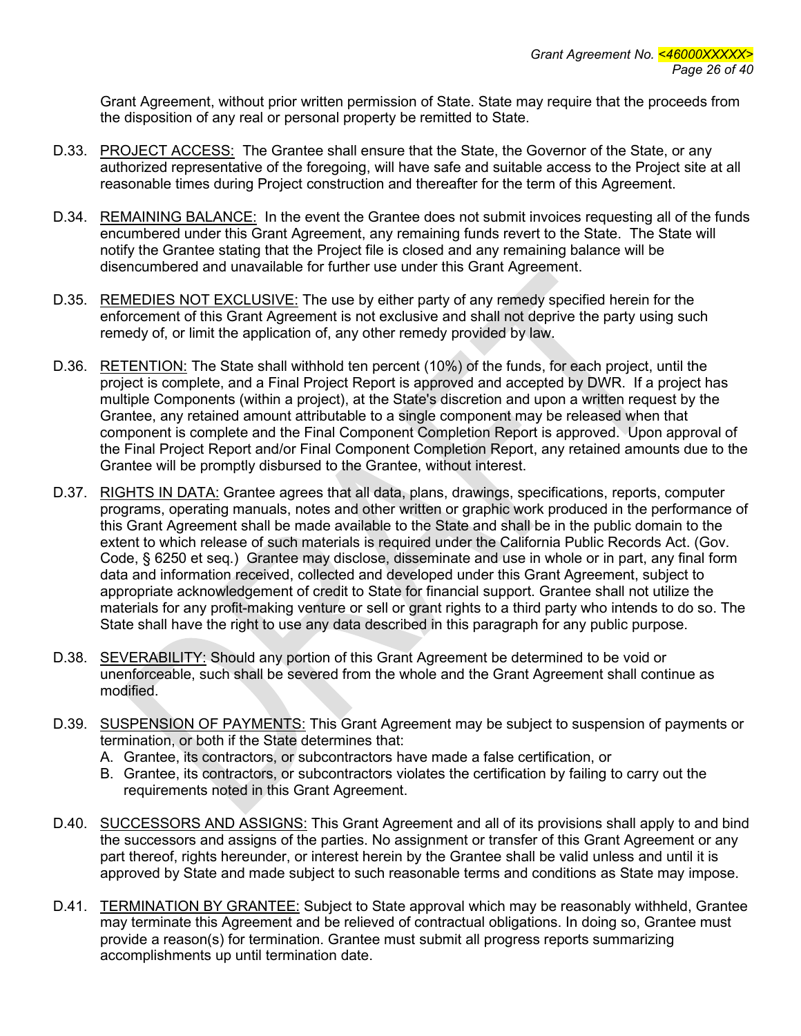Grant Agreement, without prior written permission of State. State may require that the proceeds from the disposition of any real or personal property be remitted to State.

D.33. PROJECT ACCESS: The Grantee shall ensure that the State, the Governor of the State, or any authorized representative of the foregoing, will have safe and suitable access to the Project site at all reasonable times during Project construction and thereafter for the term of this Agreement.

D.34. REMAINING BALANCE: In the event the Grantee does not submit invoices requesting all of the funds encumbered under this Grant Agreement, any remaining funds revert to the State. The State will notify the Grantee stating that the Project file is closed and any remaining balance will be disencumbered and unavailable for further use under this Grant Agreement.

D.35. REMEDIES NOT EXCLUSIVE: The use by either party of any remedy specified herein for the enforcement of this Grant Agreement is not exclusive and shall not deprive the party using such remedy of, or limit the application of, any other remedy provided by law.

D.36. RETENTION: The State shall withhold ten percent (10%) of the funds, for each project, until the project is complete, and a Final Project Report is approved and accepted by DWR. If a project has multiple Components (within a project), at the State's discretion and upon a written request by the Grantee, any retained amount attributable to a single component may be released when that component is complete and the Final Component Completion Report is approved. Upon approval of the Final Project Report and/or Final Component Completion Report, any retained amounts due to the Grantee will be promptly disbursed to the Grantee, without interest.

D.37. RIGHTS IN DATA: Grantee agrees that all data, plans, drawings, specifications, reports, computer programs, operating manuals, notes and other written or graphic work produced in the performance of this Grant Agreement shall be made available to the State and shall be in the public domain to the extent to which release of such materials is required under the California Public Records Act. (Gov. Code, § 6250 et seq.) Grantee may disclose, disseminate and use in whole or in part, any final form data and information received, collected and developed under this Grant Agreement, subject to appropriate acknowledgement of credit to State for financial support. Grantee shall not utilize the materials for any profit-making venture or sell or grant rights to a third party who intends to do so. The State shall have the right to use any data described in this paragraph for any public purpose.

D.38. SEVERABILITY: Should any portion of this Grant Agreement be determined to be void or unenforceable, such shall be severed from the whole and the Grant Agreement shall continue as modified.

D.39. SUSPENSION OF PAYMENTS: This Grant Agreement may be subject to suspension of payments or termination, or both if the State determines that:

A. Grantee, its contractors, or subcontractors have made a false certification, or
B. Grantee, its contractors, or subcontractors violates the certification by failing to carry out the requirements noted in this Grant Agreement.

D.40. SUCCESSORS AND ASSIGNS: This Grant Agreement and all of its provisions shall apply to and bind the successors and assigns of the parties. No assignment or transfer of this Grant Agreement or any part thereof, rights hereunder, or interest herein by the Grantee shall be valid unless and until it is approved by State and made subject to such reasonable terms and conditions as State may impose.

D.41. TERMINATION BY GRANTEE: Subject to State approval which may be reasonably withheld, Grantee may terminate this Agreement and be relieved of contractual obligations. In doing so, Grantee must provide a reason(s) for termination. Grantee must submit all progress reports summarizing accomplishments up until termination date.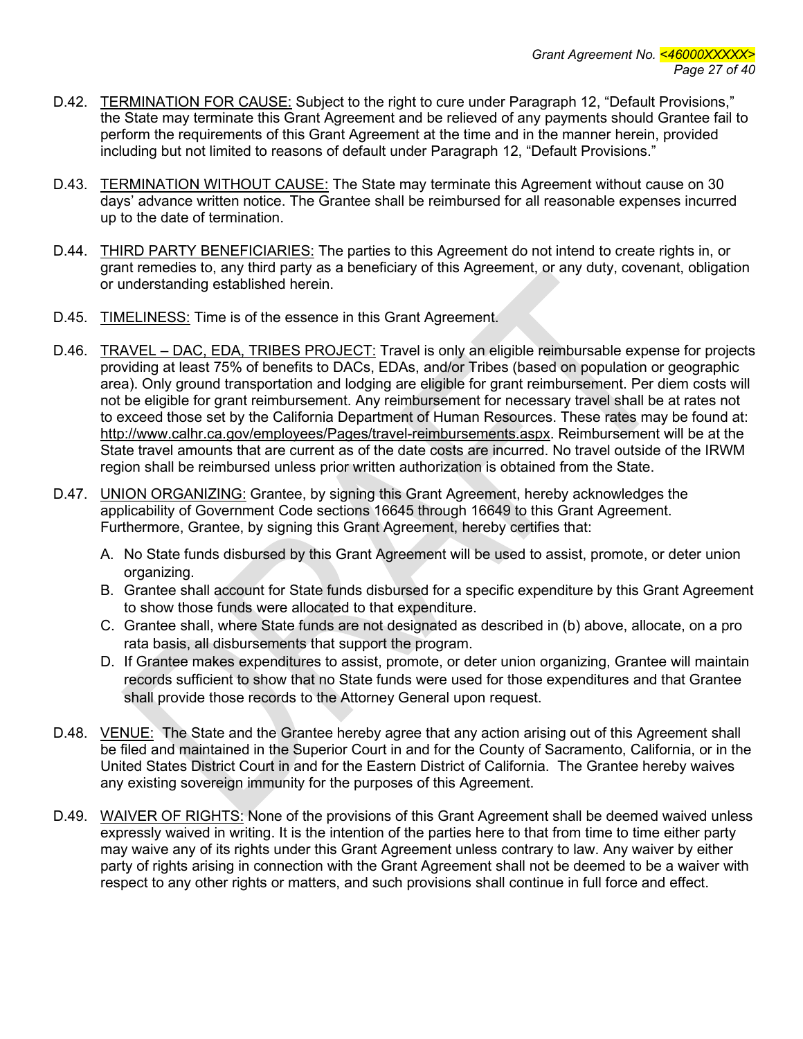D.42. <u>TERMINATION FOR CAUSE:</u> Subject to the right to cure under Paragraph 12, "Default Provisions," the State may terminate this Grant Agreement and be relieved of any payments should Grantee fail to perform the requirements of this Grant Agreement at the time and in the manner herein, provided including but not limited to reasons of default under Paragraph 12, "Default Provisions."

D.43. <u>TERMINATION WITHOUT CAUSE:</u> The State may terminate this Agreement without cause on 30 days' advance written notice. The Grantee shall be reimbursed for all reasonable expenses incurred up to the date of termination.

D.44. <u>THIRD PARTY BENEFICIARIES:</u> The parties to this Agreement do not intend to create rights in, or grant remedies to, any third party as a beneficiary of this Agreement, or any duty, covenant, obligation or understanding established herein.

D.45. <u>TIMELINESS:</u> Time is of the essence in this Grant Agreement.

D.46. <u>TRAVEL – DAC, EDA, TRIBES PROJECT:</u> Travel is only an eligible reimbursable expense for projects providing at least 75% of benefits to DACs, EDAs, and/or Tribes (based on population or geographic area). Only ground transportation and lodging are eligible for grant reimbursement. Per diem costs will not be eligible for grant reimbursement. Any reimbursement for necessary travel shall be at rates not to exceed those set by the California Department of Human Resources. These rates may be found at: http://www.calhr.ca.gov/employees/Pages/travel-reimbursements.aspx. Reimbursement will be at the State travel amounts that are current as of the date costs are incurred. No travel outside of the IRWM region shall be reimbursed unless prior written authorization is obtained from the State.

D.47. <u>UNION ORGANIZING:</u> Grantee, by signing this Grant Agreement, hereby acknowledges the applicability of Government Code sections 16645 through 16649 to this Grant Agreement. Furthermore, Grantee, by signing this Grant Agreement, hereby certifies that:

A. No State funds disbursed by this Grant Agreement will be used to assist, promote, or deter union organizing.
B. Grantee shall account for State funds disbursed for a specific expenditure by this Grant Agreement to show those funds were allocated to that expenditure.
C. Grantee shall, where State funds are not designated as described in (b) above, allocate, on a pro rata basis, all disbursements that support the program.
D. If Grantee makes expenditures to assist, promote, or deter union organizing, Grantee will maintain records sufficient to show that no State funds were used for those expenditures and that Grantee shall provide those records to the Attorney General upon request.

D.48. <u>VENUE:</u> The State and the Grantee hereby agree that any action arising out of this Agreement shall be filed and maintained in the Superior Court in and for the County of Sacramento, California, or in the United States District Court in and for the Eastern District of California. The Grantee hereby waives any existing sovereign immunity for the purposes of this Agreement.

D.49. <u>WAIVER OF RIGHTS:</u> None of the provisions of this Grant Agreement shall be deemed waived unless expressly waived in writing. It is the intention of the parties here to that from time to time either party may waive any of its rights under this Grant Agreement unless contrary to law. Any waiver by either party of rights arising in connection with the Grant Agreement shall not be deemed to be a waiver with respect to any other rights or matters, and such provisions shall continue in full force and effect.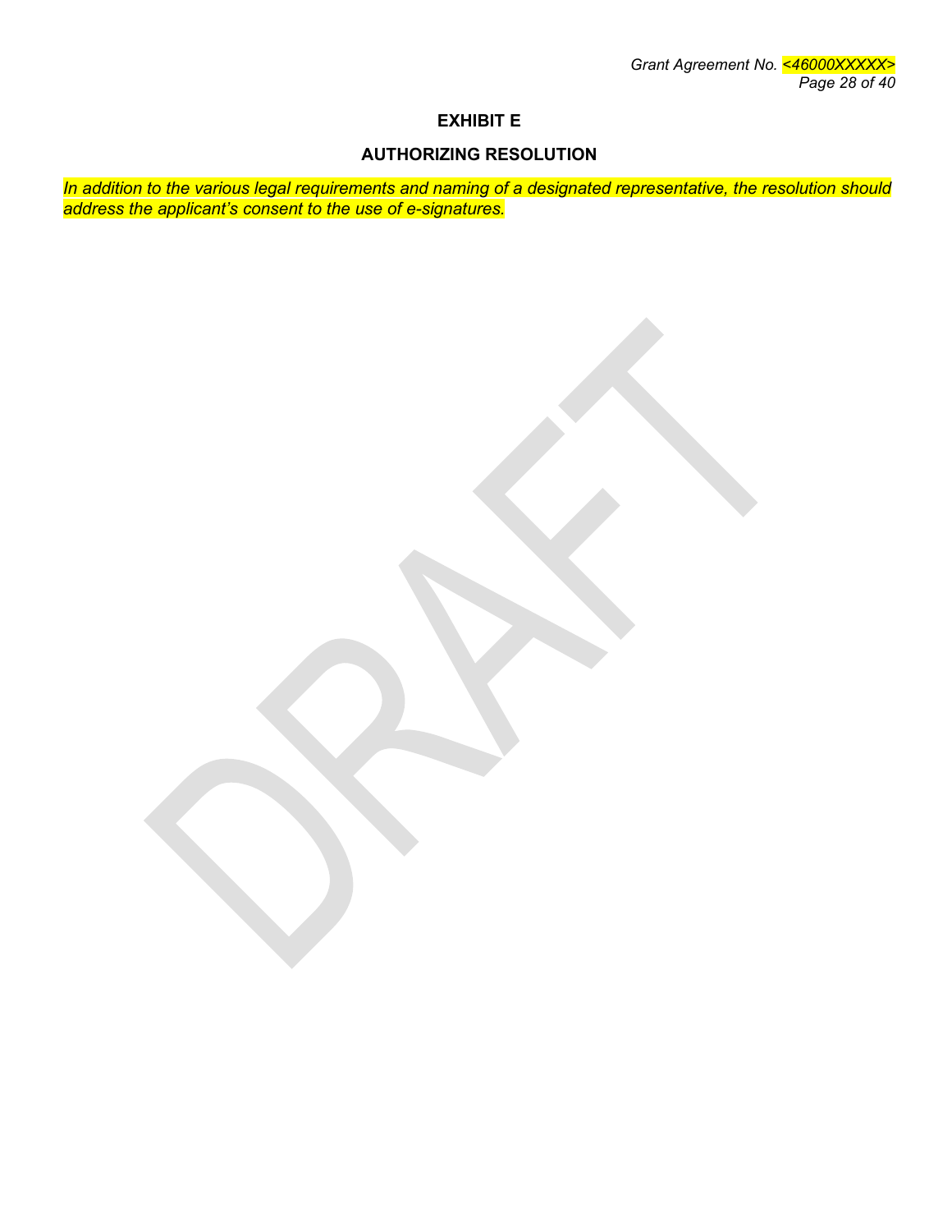# EXHIBIT E

## AUTHORIZING RESOLUTION

*In addition to the various legal requirements and naming of a designated representative, the resolution should address the applicant's consent to the use of e-signatures.*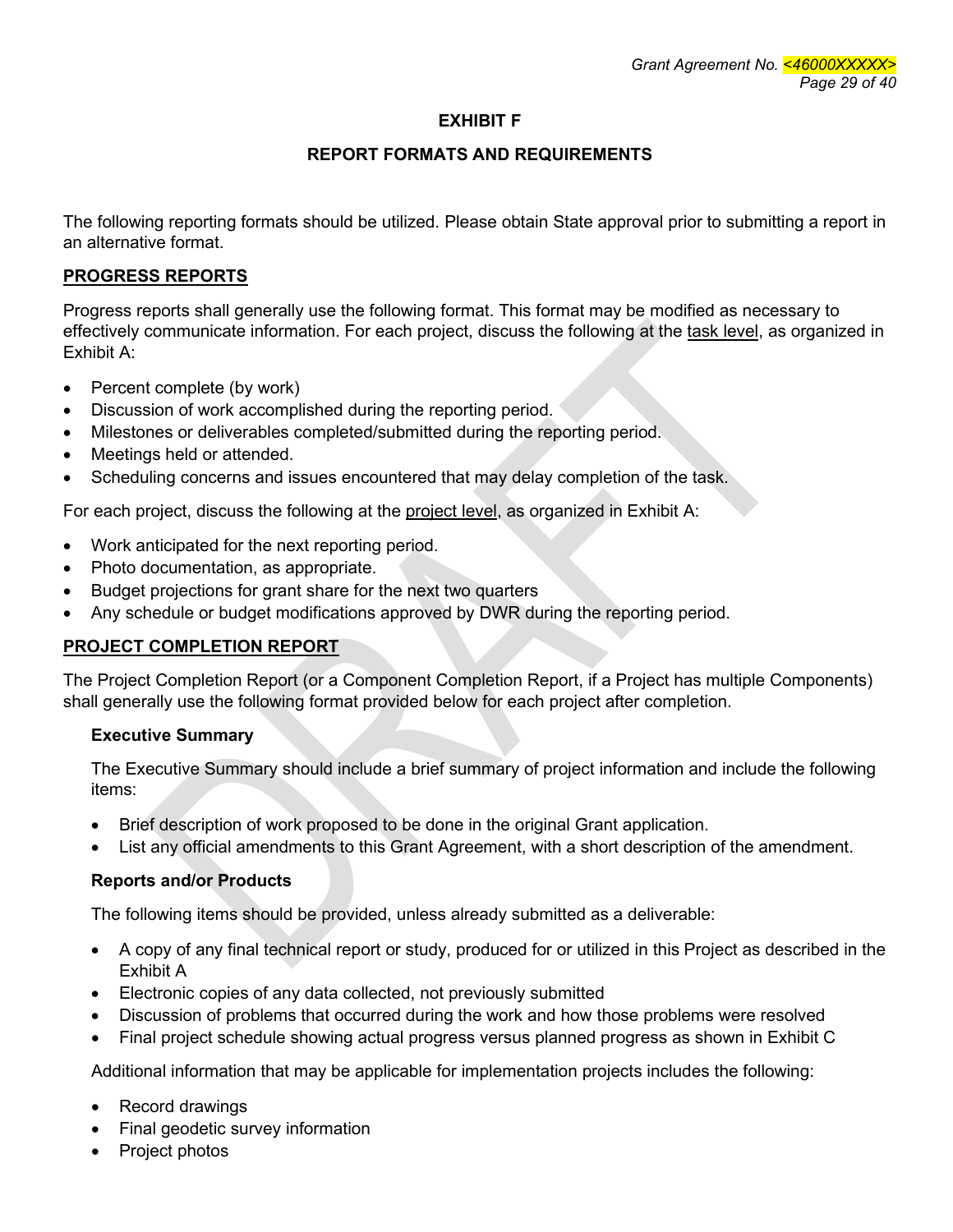# EXHIBIT F

## REPORT FORMATS AND REQUIREMENTS

The following reporting formats should be utilized. Please obtain State approval prior to submitting a report in an alternative format.

**PROGRESS REPORTS**

Progress reports shall generally use the following format. This format may be modified as necessary to effectively communicate information. For each project, discuss the following at the task level, as organized in Exhibit A:

- Percent complete (by work)
- Discussion of work accomplished during the reporting period.
- Milestones or deliverables completed/submitted during the reporting period.
- Meetings held or attended.
- Scheduling concerns and issues encountered that may delay completion of the task.

For each project, discuss the following at the project level, as organized in Exhibit A:

- Work anticipated for the next reporting period.
- Photo documentation, as appropriate.
- Budget projections for grant share for the next two quarters
- Any schedule or budget modifications approved by DWR during the reporting period.

**PROJECT COMPLETION REPORT**

The Project Completion Report (or a Component Completion Report, if a Project has multiple Components) shall generally use the following format provided below for each project after completion.

**Executive Summary**

The Executive Summary should include a brief summary of project information and include the following items:

- Brief description of work proposed to be done in the original Grant application.
- List any official amendments to this Grant Agreement, with a short description of the amendment.

**Reports and/or Products**

The following items should be provided, unless already submitted as a deliverable:

- A copy of any final technical report or study, produced for or utilized in this Project as described in the Exhibit A
- Electronic copies of any data collected, not previously submitted
- Discussion of problems that occurred during the work and how those problems were resolved
- Final project schedule showing actual progress versus planned progress as shown in Exhibit C

Additional information that may be applicable for implementation projects includes the following:

- Record drawings
- Final geodetic survey information
- Project photos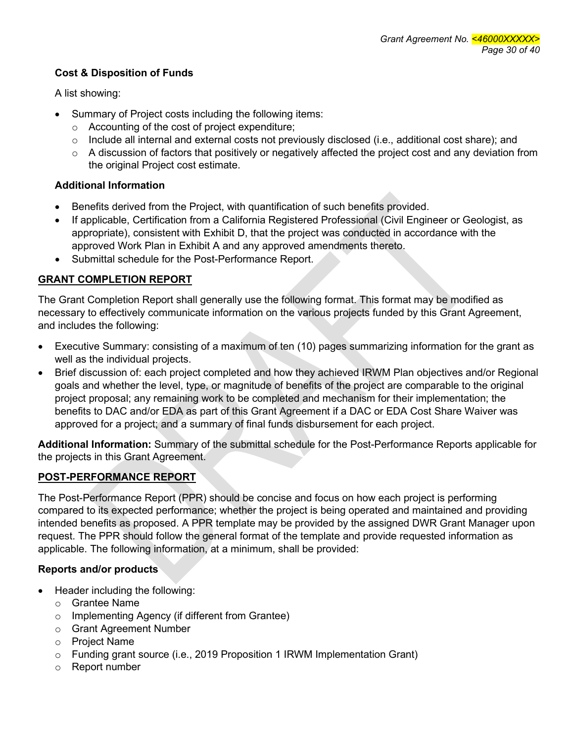**Cost & Disposition of Funds**

A list showing:

- Summary of Project costs including the following items:
  - Accounting of the cost of project expenditure;
  - Include all internal and external costs not previously disclosed (i.e., additional cost share); and
  - A discussion of factors that positively or negatively affected the project cost and any deviation from the original Project cost estimate.

**Additional Information**

- Benefits derived from the Project, with quantification of such benefits provided.
- If applicable, Certification from a California Registered Professional (Civil Engineer or Geologist, as appropriate), consistent with Exhibit D, that the project was conducted in accordance with the approved Work Plan in Exhibit A and any approved amendments thereto.
- Submittal schedule for the Post-Performance Report.

## GRANT COMPLETION REPORT

The Grant Completion Report shall generally use the following format. This format may be modified as necessary to effectively communicate information on the various projects funded by this Grant Agreement, and includes the following:

- Executive Summary: consisting of a maximum of ten (10) pages summarizing information for the grant as well as the individual projects.
- Brief discussion of: each project completed and how they achieved IRWM Plan objectives and/or Regional goals and whether the level, type, or magnitude of benefits of the project are comparable to the original project proposal; any remaining work to be completed and mechanism for their implementation; the benefits to DAC and/or EDA as part of this Grant Agreement if a DAC or EDA Cost Share Waiver was approved for a project; and a summary of final funds disbursement for each project.

**Additional Information:** Summary of the submittal schedule for the Post-Performance Reports applicable for the projects in this Grant Agreement.

## POST-PERFORMANCE REPORT

The Post-Performance Report (PPR) should be concise and focus on how each project is performing compared to its expected performance; whether the project is being operated and maintained and providing intended benefits as proposed. A PPR template may be provided by the assigned DWR Grant Manager upon request. The PPR should follow the general format of the template and provide requested information as applicable. The following information, at a minimum, shall be provided:

**Reports and/or products**

- Header including the following:
  - Grantee Name
  - Implementing Agency (if different from Grantee)
  - Grant Agreement Number
  - Project Name
  - Funding grant source (i.e., 2019 Proposition 1 IRWM Implementation Grant)
  - Report number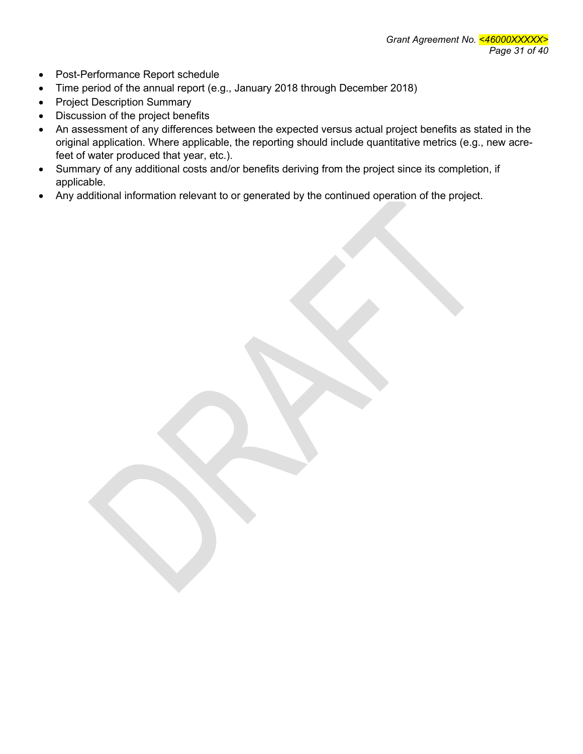- Post-Performance Report schedule
- Time period of the annual report (e.g., January 2018 through December 2018)
- Project Description Summary
- Discussion of the project benefits
- An assessment of any differences between the expected versus actual project benefits as stated in the original application. Where applicable, the reporting should include quantitative metrics (e.g., new acre-feet of water produced that year, etc.).
- Summary of any additional costs and/or benefits deriving from the project since its completion, if applicable.
- Any additional information relevant to or generated by the continued operation of the project.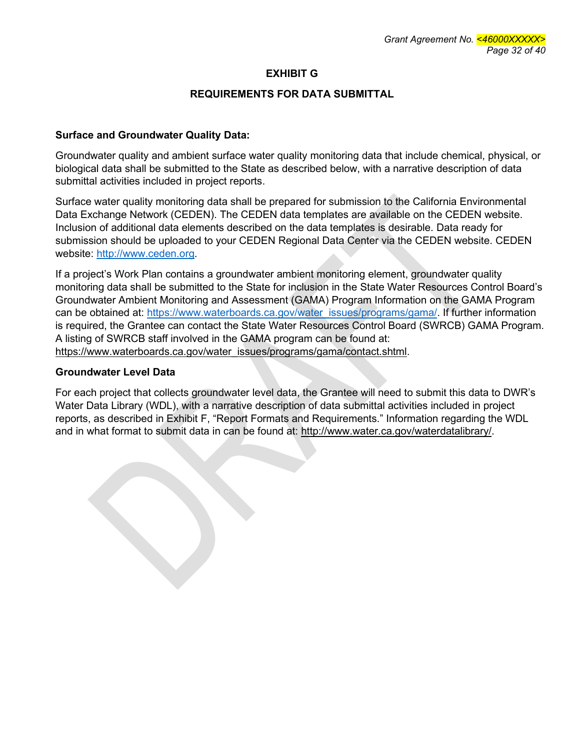# EXHIBIT G

## REQUIREMENTS FOR DATA SUBMITTAL

**Surface and Groundwater Quality Data:**

Groundwater quality and ambient surface water quality monitoring data that include chemical, physical, or biological data shall be submitted to the State as described below, with a narrative description of data submittal activities included in project reports.

Surface water quality monitoring data shall be prepared for submission to the California Environmental Data Exchange Network (CEDEN). The CEDEN data templates are available on the CEDEN website. Inclusion of additional data elements described on the data templates is desirable. Data ready for submission should be uploaded to your CEDEN Regional Data Center via the CEDEN website. CEDEN website: http://www.ceden.org.

If a project's Work Plan contains a groundwater ambient monitoring element, groundwater quality monitoring data shall be submitted to the State for inclusion in the State Water Resources Control Board's Groundwater Ambient Monitoring and Assessment (GAMA) Program Information on the GAMA Program can be obtained at: https://www.waterboards.ca.gov/water_issues/programs/gama/. If further information is required, the Grantee can contact the State Water Resources Control Board (SWRCB) GAMA Program. A listing of SWRCB staff involved in the GAMA program can be found at: https://www.waterboards.ca.gov/water_issues/programs/gama/contact.shtml.

**Groundwater Level Data**

For each project that collects groundwater level data, the Grantee will need to submit this data to DWR's Water Data Library (WDL), with a narrative description of data submittal activities included in project reports, as described in Exhibit F, "Report Formats and Requirements." Information regarding the WDL and in what format to submit data in can be found at: http://www.water.ca.gov/waterdatalibrary/.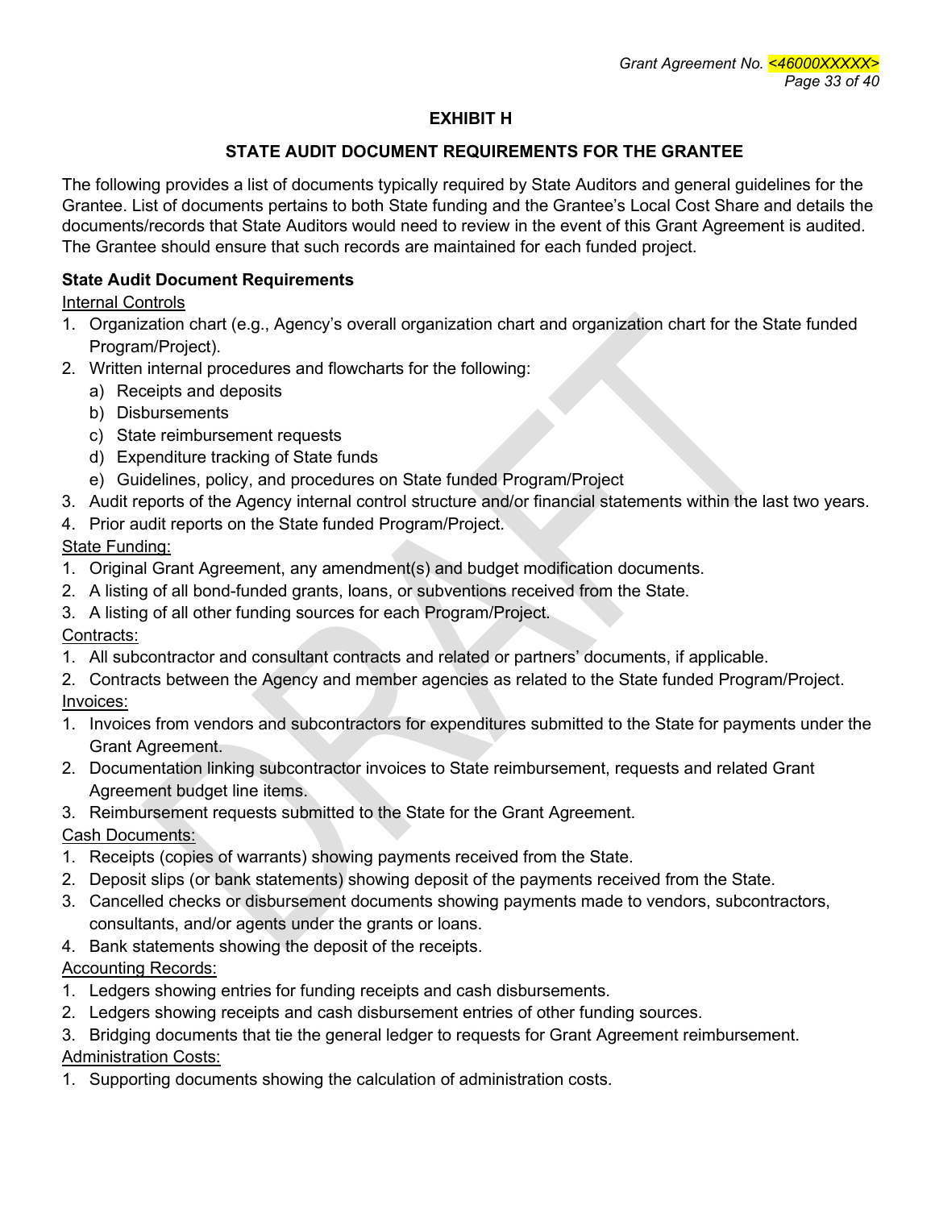# EXHIBIT H

## STATE AUDIT DOCUMENT REQUIREMENTS FOR THE GRANTEE

The following provides a list of documents typically required by State Auditors and general guidelines for the Grantee. List of documents pertains to both State funding and the Grantee's Local Cost Share and details the documents/records that State Auditors would need to review in the event of this Grant Agreement is audited. The Grantee should ensure that such records are maintained for each funded project.

**State Audit Document Requirements**

<u>Internal Controls</u>

1. Organization chart (e.g., Agency's overall organization chart and organization chart for the State funded Program/Project).
2. Written internal procedures and flowcharts for the following:
   a) Receipts and deposits
   b) Disbursements
   c) State reimbursement requests
   d) Expenditure tracking of State funds
   e) Guidelines, policy, and procedures on State funded Program/Project
3. Audit reports of the Agency internal control structure and/or financial statements within the last two years.
4. Prior audit reports on the State funded Program/Project.

<u>State Funding:</u>

1. Original Grant Agreement, any amendment(s) and budget modification documents.
2. A listing of all bond-funded grants, loans, or subventions received from the State.
3. A listing of all other funding sources for each Program/Project.

<u>Contracts:</u>

1. All subcontractor and consultant contracts and related or partners' documents, if applicable.
2. Contracts between the Agency and member agencies as related to the State funded Program/Project.

<u>Invoices:</u>

1. Invoices from vendors and subcontractors for expenditures submitted to the State for payments under the Grant Agreement.
2. Documentation linking subcontractor invoices to State reimbursement, requests and related Grant Agreement budget line items.
3. Reimbursement requests submitted to the State for the Grant Agreement.

<u>Cash Documents:</u>

1. Receipts (copies of warrants) showing payments received from the State.
2. Deposit slips (or bank statements) showing deposit of the payments received from the State.
3. Cancelled checks or disbursement documents showing payments made to vendors, subcontractors, consultants, and/or agents under the grants or loans.
4. Bank statements showing the deposit of the receipts.

<u>Accounting Records:</u>

1. Ledgers showing entries for funding receipts and cash disbursements.
2. Ledgers showing receipts and cash disbursement entries of other funding sources.
3. Bridging documents that tie the general ledger to requests for Grant Agreement reimbursement.

<u>Administration Costs:</u>

1. Supporting documents showing the calculation of administration costs.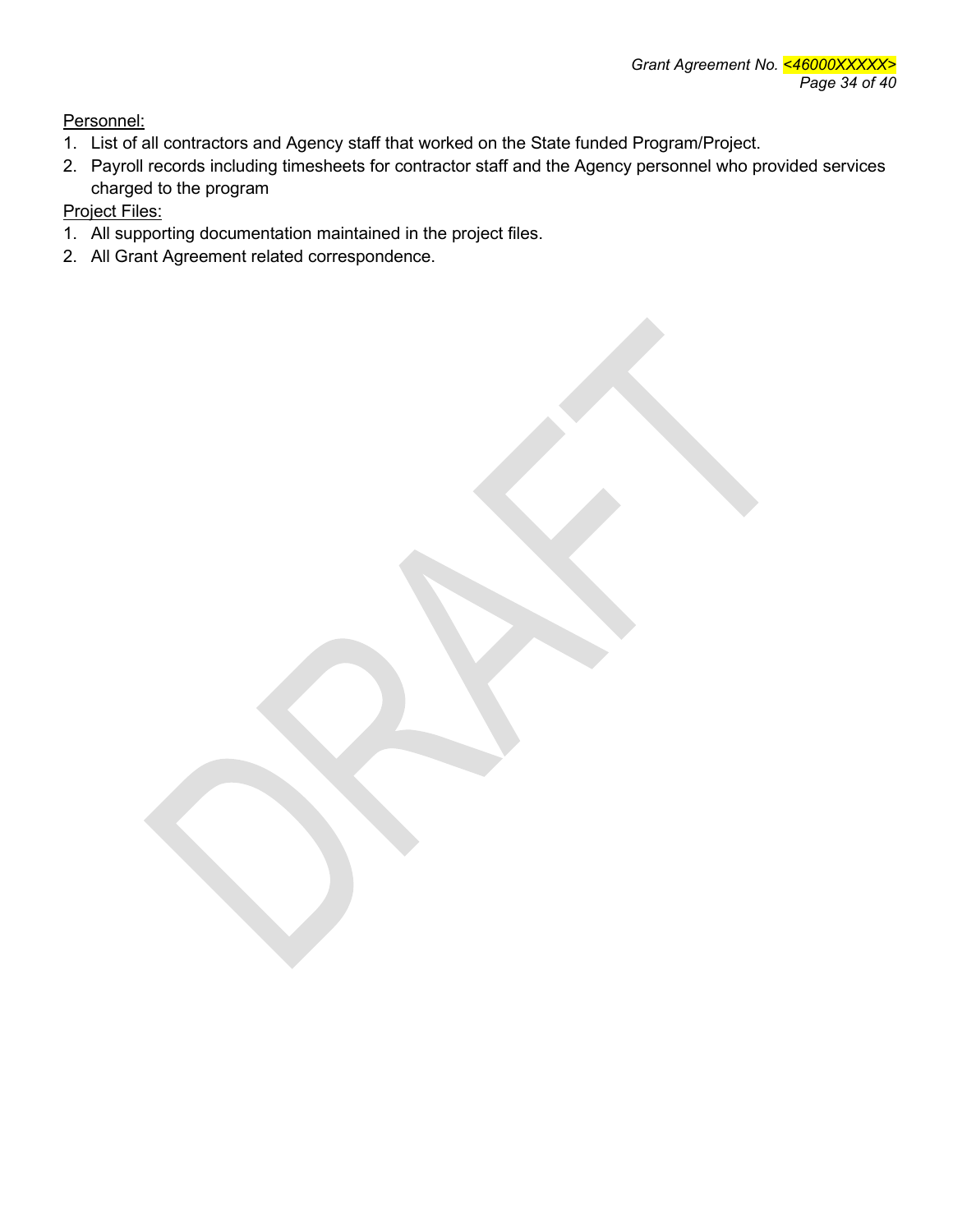<u>Personnel:</u>

1. List of all contractors and Agency staff that worked on the State funded Program/Project.
2. Payroll records including timesheets for contractor staff and the Agency personnel who provided services charged to the program

<u>Project Files:</u>

1. All supporting documentation maintained in the project files.
2. All Grant Agreement related correspondence.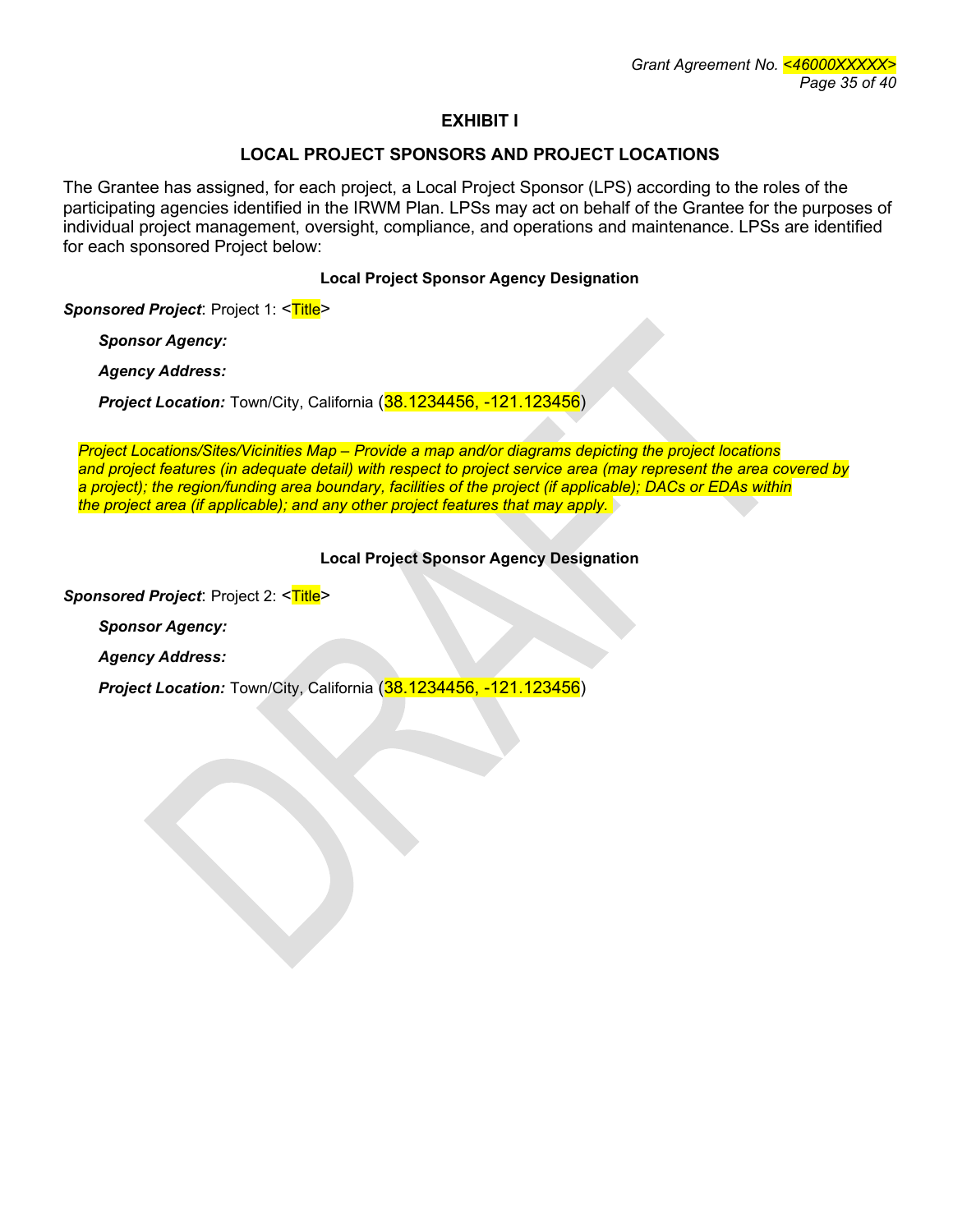# EXHIBIT I

## LOCAL PROJECT SPONSORS AND PROJECT LOCATIONS

The Grantee has assigned, for each project, a Local Project Sponsor (LPS) according to the roles of the participating agencies identified in the IRWM Plan. LPSs may act on behalf of the Grantee for the purposes of individual project management, oversight, compliance, and operations and maintenance. LPSs are identified for each sponsored Project below:

**Local Project Sponsor Agency Designation**

***Sponsored Project***: Project 1: <Title>

> ***Sponsor Agency:***
>
> ***Agency Address:***
>
> ***Project Location:*** Town/City, California (38.1234456, -121.123456)

*Project Locations/Sites/Vicinities Map – Provide a map and/or diagrams depicting the project locations and project features (in adequate detail) with respect to project service area (may represent the area covered by a project); the region/funding area boundary, facilities of the project (if applicable); DACs or EDAs within the project area (if applicable); and any other project features that may apply.*

**Local Project Sponsor Agency Designation**

***Sponsored Project***: Project 2: <Title>

> ***Sponsor Agency:***
>
> ***Agency Address:***
>
> ***Project Location:*** Town/City, California (38.1234456, -121.123456)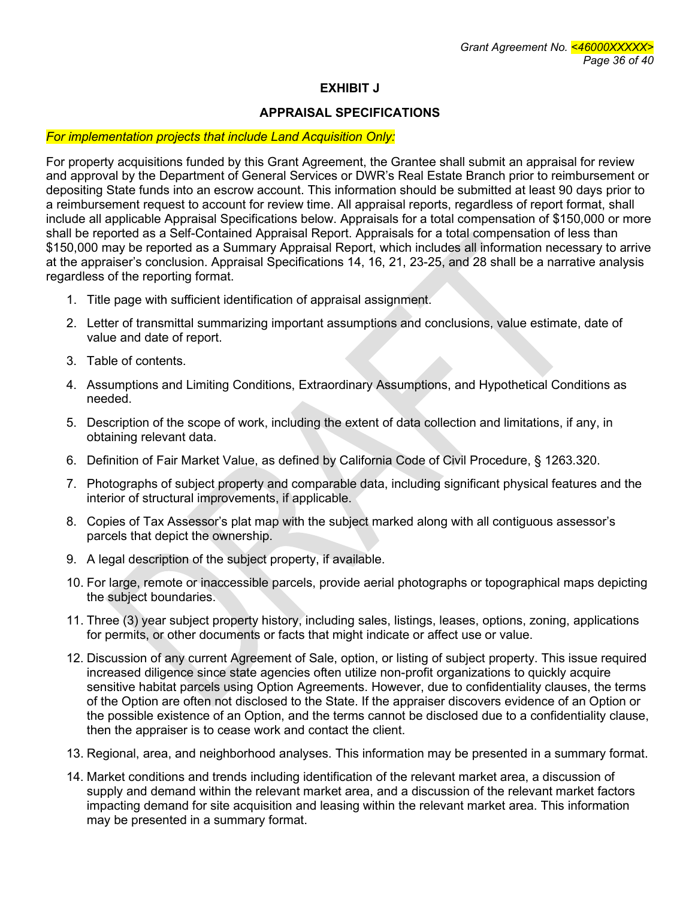## EXHIBIT J

## APPRAISAL SPECIFICATIONS

*For implementation projects that include Land Acquisition Only:*

For property acquisitions funded by this Grant Agreement, the Grantee shall submit an appraisal for review and approval by the Department of General Services or DWR's Real Estate Branch prior to reimbursement or depositing State funds into an escrow account. This information should be submitted at least 90 days prior to a reimbursement request to account for review time. All appraisal reports, regardless of report format, shall include all applicable Appraisal Specifications below. Appraisals for a total compensation of $150,000 or more shall be reported as a Self-Contained Appraisal Report. Appraisals for a total compensation of less than $150,000 may be reported as a Summary Appraisal Report, which includes all information necessary to arrive at the appraiser's conclusion. Appraisal Specifications 14, 16, 21, 23-25, and 28 shall be a narrative analysis regardless of the reporting format.

1. Title page with sufficient identification of appraisal assignment.
2. Letter of transmittal summarizing important assumptions and conclusions, value estimate, date of value and date of report.
3. Table of contents.
4. Assumptions and Limiting Conditions, Extraordinary Assumptions, and Hypothetical Conditions as needed.
5. Description of the scope of work, including the extent of data collection and limitations, if any, in obtaining relevant data.
6. Definition of Fair Market Value, as defined by California Code of Civil Procedure, § 1263.320.
7. Photographs of subject property and comparable data, including significant physical features and the interior of structural improvements, if applicable.
8. Copies of Tax Assessor's plat map with the subject marked along with all contiguous assessor's parcels that depict the ownership.
9. A legal description of the subject property, if available.
10. For large, remote or inaccessible parcels, provide aerial photographs or topographical maps depicting the subject boundaries.
11. Three (3) year subject property history, including sales, listings, leases, options, zoning, applications for permits, or other documents or facts that might indicate or affect use or value.
12. Discussion of any current Agreement of Sale, option, or listing of subject property. This issue required increased diligence since state agencies often utilize non-profit organizations to quickly acquire sensitive habitat parcels using Option Agreements. However, due to confidentiality clauses, the terms of the Option are often not disclosed to the State. If the appraiser discovers evidence of an Option or the possible existence of an Option, and the terms cannot be disclosed due to a confidentiality clause, then the appraiser is to cease work and contact the client.
13. Regional, area, and neighborhood analyses. This information may be presented in a summary format.
14. Market conditions and trends including identification of the relevant market area, a discussion of supply and demand within the relevant market area, and a discussion of the relevant market factors impacting demand for site acquisition and leasing within the relevant market area. This information may be presented in a summary format.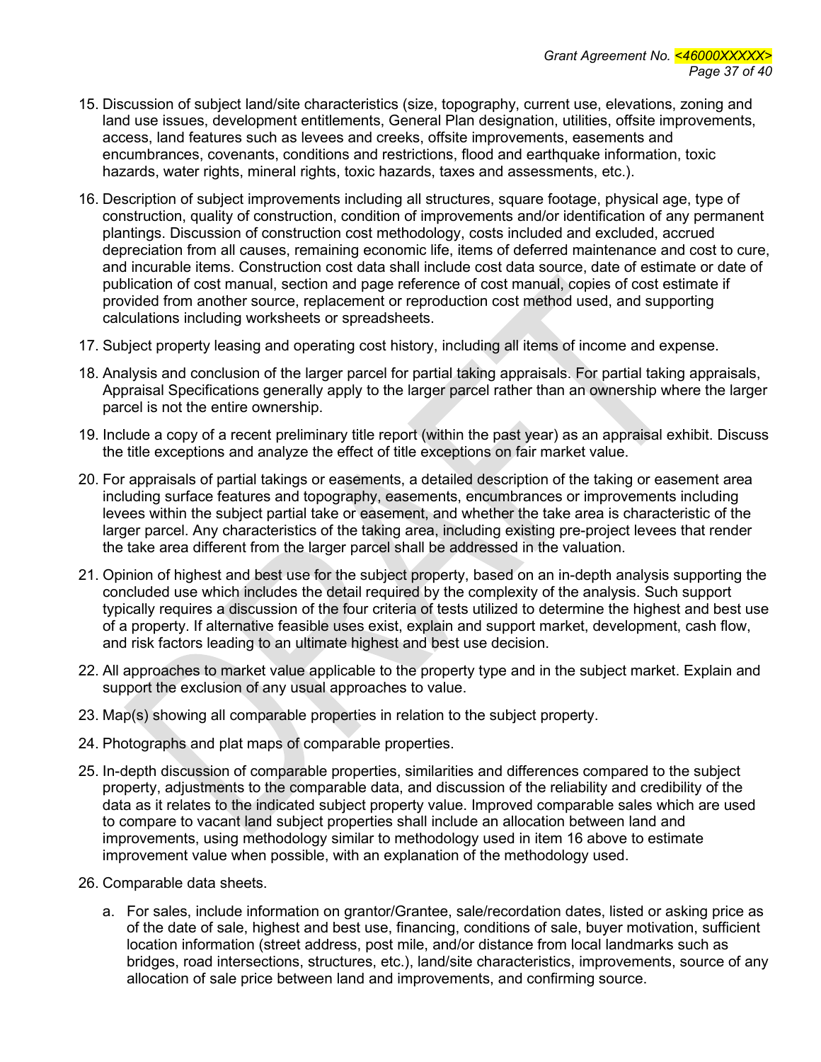15. Discussion of subject land/site characteristics (size, topography, current use, elevations, zoning and land use issues, development entitlements, General Plan designation, utilities, offsite improvements, access, land features such as levees and creeks, offsite improvements, easements and encumbrances, covenants, conditions and restrictions, flood and earthquake information, toxic hazards, water rights, mineral rights, toxic hazards, taxes and assessments, etc.).

16. Description of subject improvements including all structures, square footage, physical age, type of construction, quality of construction, condition of improvements and/or identification of any permanent plantings. Discussion of construction cost methodology, costs included and excluded, accrued depreciation from all causes, remaining economic life, items of deferred maintenance and cost to cure, and incurable items. Construction cost data shall include cost data source, date of estimate or date of publication of cost manual, section and page reference of cost manual, copies of cost estimate if provided from another source, replacement or reproduction cost method used, and supporting calculations including worksheets or spreadsheets.

17. Subject property leasing and operating cost history, including all items of income and expense.

18. Analysis and conclusion of the larger parcel for partial taking appraisals. For partial taking appraisals, Appraisal Specifications generally apply to the larger parcel rather than an ownership where the larger parcel is not the entire ownership.

19. Include a copy of a recent preliminary title report (within the past year) as an appraisal exhibit. Discuss the title exceptions and analyze the effect of title exceptions on fair market value.

20. For appraisals of partial takings or easements, a detailed description of the taking or easement area including surface features and topography, easements, encumbrances or improvements including levees within the subject partial take or easement, and whether the take area is characteristic of the larger parcel. Any characteristics of the taking area, including existing pre-project levees that render the take area different from the larger parcel shall be addressed in the valuation.

21. Opinion of highest and best use for the subject property, based on an in-depth analysis supporting the concluded use which includes the detail required by the complexity of the analysis. Such support typically requires a discussion of the four criteria of tests utilized to determine the highest and best use of a property. If alternative feasible uses exist, explain and support market, development, cash flow, and risk factors leading to an ultimate highest and best use decision.

22. All approaches to market value applicable to the property type and in the subject market. Explain and support the exclusion of any usual approaches to value.

23. Map(s) showing all comparable properties in relation to the subject property.

24. Photographs and plat maps of comparable properties.

25. In-depth discussion of comparable properties, similarities and differences compared to the subject property, adjustments to the comparable data, and discussion of the reliability and credibility of the data as it relates to the indicated subject property value. Improved comparable sales which are used to compare to vacant land subject properties shall include an allocation between land and improvements, using methodology similar to methodology used in item 16 above to estimate improvement value when possible, with an explanation of the methodology used.

26. Comparable data sheets.

    a. For sales, include information on grantor/Grantee, sale/recordation dates, listed or asking price as of the date of sale, highest and best use, financing, conditions of sale, buyer motivation, sufficient location information (street address, post mile, and/or distance from local landmarks such as bridges, road intersections, structures, etc.), land/site characteristics, improvements, source of any allocation of sale price between land and improvements, and confirming source.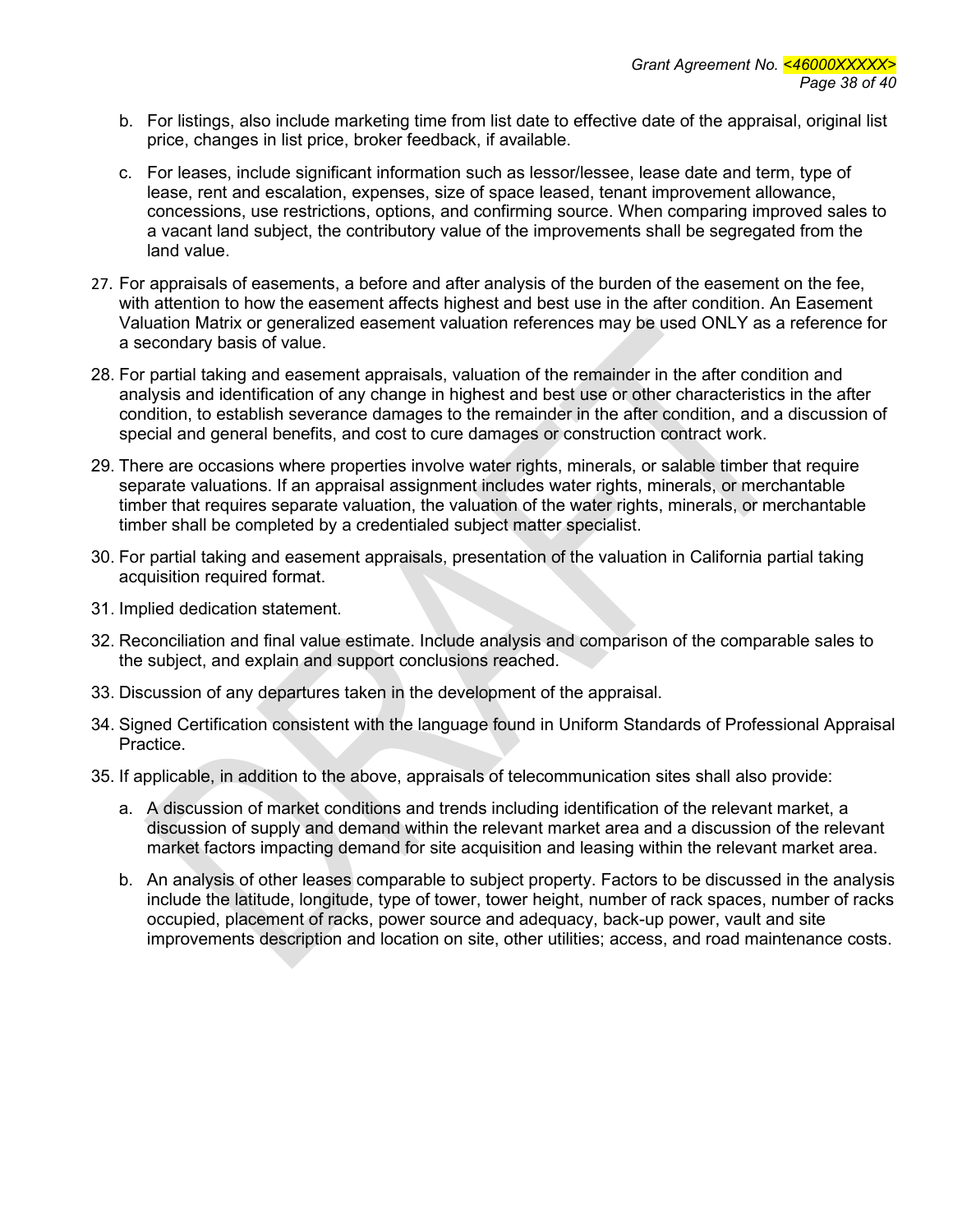b. For listings, also include marketing time from list date to effective date of the appraisal, original list price, changes in list price, broker feedback, if available.

c. For leases, include significant information such as lessor/lessee, lease date and term, type of lease, rent and escalation, expenses, size of space leased, tenant improvement allowance, concessions, use restrictions, options, and confirming source. When comparing improved sales to a vacant land subject, the contributory value of the improvements shall be segregated from the land value.

27. For appraisals of easements, a before and after analysis of the burden of the easement on the fee, with attention to how the easement affects highest and best use in the after condition. An Easement Valuation Matrix or generalized easement valuation references may be used ONLY as a reference for a secondary basis of value.

28. For partial taking and easement appraisals, valuation of the remainder in the after condition and analysis and identification of any change in highest and best use or other characteristics in the after condition, to establish severance damages to the remainder in the after condition, and a discussion of special and general benefits, and cost to cure damages or construction contract work.

29. There are occasions where properties involve water rights, minerals, or salable timber that require separate valuations. If an appraisal assignment includes water rights, minerals, or merchantable timber that requires separate valuation, the valuation of the water rights, minerals, or merchantable timber shall be completed by a credentialed subject matter specialist.

30. For partial taking and easement appraisals, presentation of the valuation in California partial taking acquisition required format.

31. Implied dedication statement.

32. Reconciliation and final value estimate. Include analysis and comparison of the comparable sales to the subject, and explain and support conclusions reached.

33. Discussion of any departures taken in the development of the appraisal.

34. Signed Certification consistent with the language found in Uniform Standards of Professional Appraisal Practice.

35. If applicable, in addition to the above, appraisals of telecommunication sites shall also provide:

    a. A discussion of market conditions and trends including identification of the relevant market, a discussion of supply and demand within the relevant market area and a discussion of the relevant market factors impacting demand for site acquisition and leasing within the relevant market area.

    b. An analysis of other leases comparable to subject property. Factors to be discussed in the analysis include the latitude, longitude, type of tower, tower height, number of rack spaces, number of racks occupied, placement of racks, power source and adequacy, back-up power, vault and site improvements description and location on site, other utilities; access, and road maintenance costs.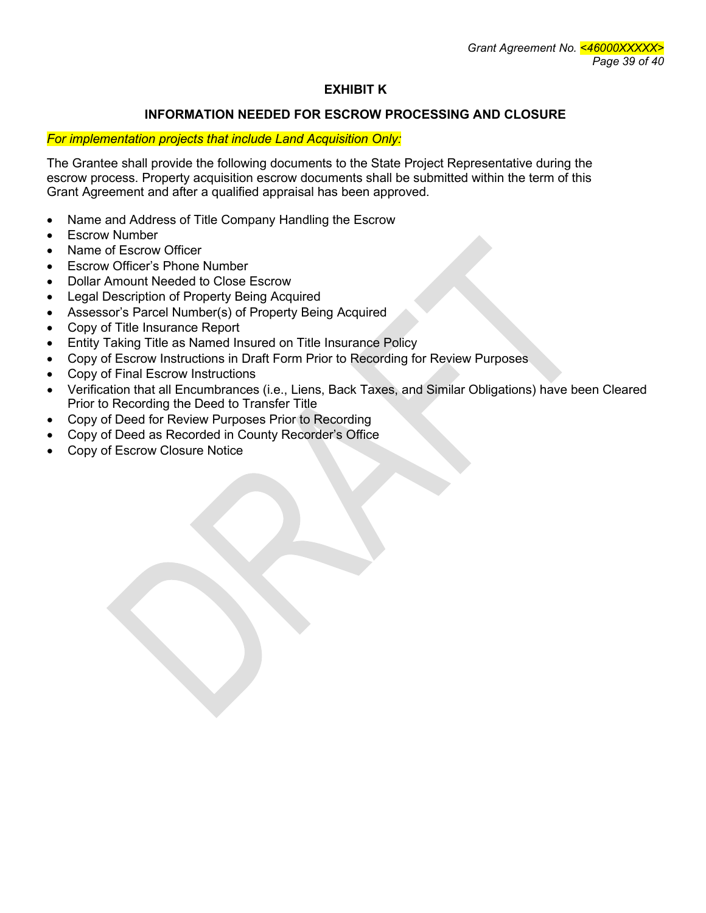# EXHIBIT K

## INFORMATION NEEDED FOR ESCROW PROCESSING AND CLOSURE

*For implementation projects that include Land Acquisition Only:*

The Grantee shall provide the following documents to the State Project Representative during the escrow process. Property acquisition escrow documents shall be submitted within the term of this Grant Agreement and after a qualified appraisal has been approved.

- Name and Address of Title Company Handling the Escrow
- Escrow Number
- Name of Escrow Officer
- Escrow Officer's Phone Number
- Dollar Amount Needed to Close Escrow
- Legal Description of Property Being Acquired
- Assessor's Parcel Number(s) of Property Being Acquired
- Copy of Title Insurance Report
- Entity Taking Title as Named Insured on Title Insurance Policy
- Copy of Escrow Instructions in Draft Form Prior to Recording for Review Purposes
- Copy of Final Escrow Instructions
- Verification that all Encumbrances (i.e., Liens, Back Taxes, and Similar Obligations) have been Cleared Prior to Recording the Deed to Transfer Title
- Copy of Deed for Review Purposes Prior to Recording
- Copy of Deed as Recorded in County Recorder's Office
- Copy of Escrow Closure Notice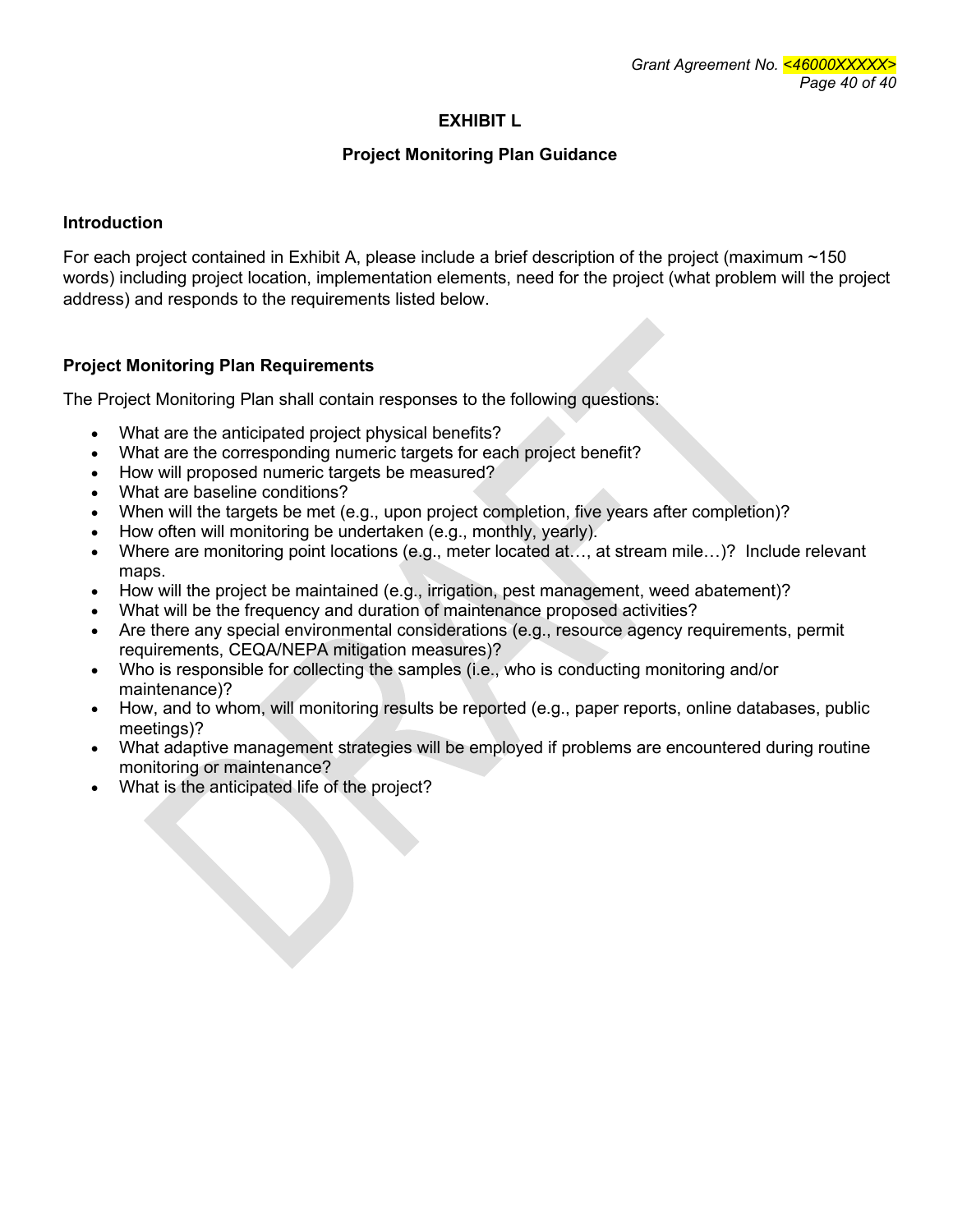# EXHIBIT L

## Project Monitoring Plan Guidance

### Introduction

For each project contained in Exhibit A, please include a brief description of the project (maximum ~150 words) including project location, implementation elements, need for the project (what problem will the project address) and responds to the requirements listed below.

### Project Monitoring Plan Requirements

The Project Monitoring Plan shall contain responses to the following questions:

- What are the anticipated project physical benefits?
- What are the corresponding numeric targets for each project benefit?
- How will proposed numeric targets be measured?
- What are baseline conditions?
- When will the targets be met (e.g., upon project completion, five years after completion)?
- How often will monitoring be undertaken (e.g., monthly, yearly).
- Where are monitoring point locations (e.g., meter located at…, at stream mile…)? Include relevant maps.
- How will the project be maintained (e.g., irrigation, pest management, weed abatement)?
- What will be the frequency and duration of maintenance proposed activities?
- Are there any special environmental considerations (e.g., resource agency requirements, permit requirements, CEQA/NEPA mitigation measures)?
- Who is responsible for collecting the samples (i.e., who is conducting monitoring and/or maintenance)?
- How, and to whom, will monitoring results be reported (e.g., paper reports, online databases, public meetings)?
- What adaptive management strategies will be employed if problems are encountered during routine monitoring or maintenance?
- What is the anticipated life of the project?